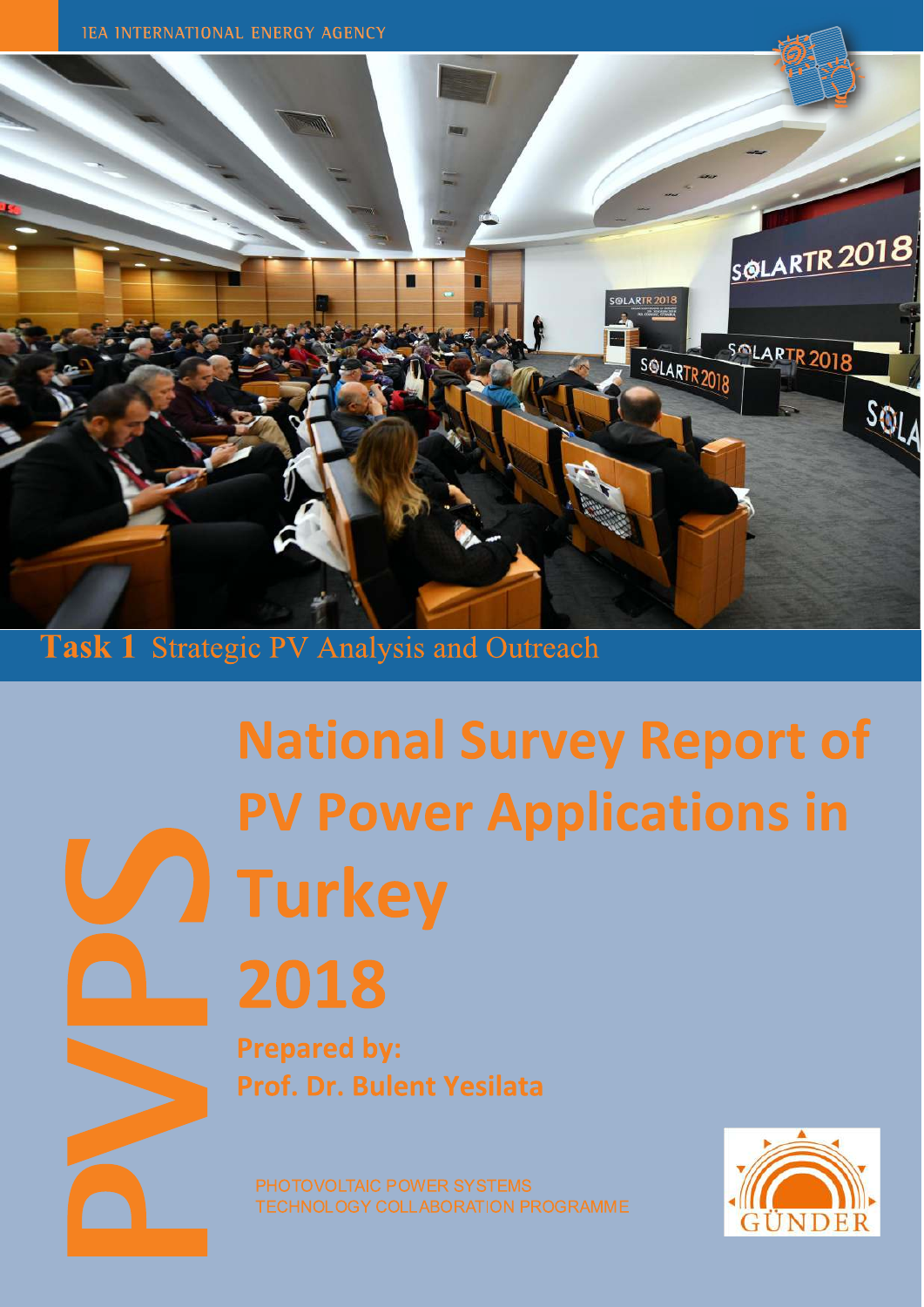IEA INTERNATIONAL ENERGY AGENCY

**Task 1** Strategic PV Analysis and Outreach

# National Survey Report of PV Power Applications in Turkey 2018

**Prepared by:**
**Prof. Dr. Bulent Yesilata**

PVPS

PHOTOVOLTAIC POWER SYSTEMS
TECHNOLOGY COLLABORATION PROGRAMME

GÜNDER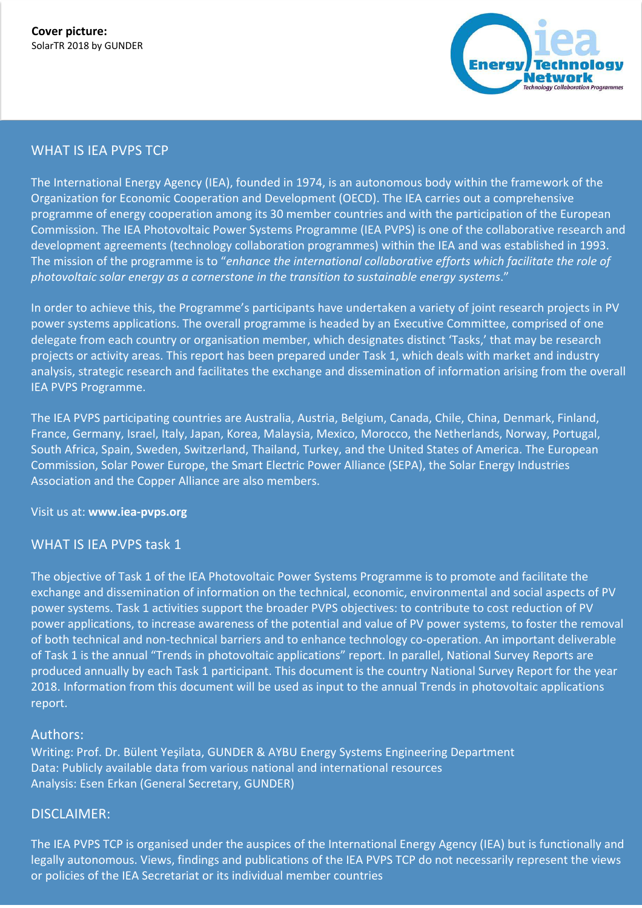**Cover picture:**
SolarTR 2018 by GUNDER

## WHAT IS IEA PVPS TCP

The International Energy Agency (IEA), founded in 1974, is an autonomous body within the framework of the Organization for Economic Cooperation and Development (OECD). The IEA carries out a comprehensive programme of energy cooperation among its 30 member countries and with the participation of the European Commission. The IEA Photovoltaic Power Systems Programme (IEA PVPS) is one of the collaborative research and development agreements (technology collaboration programmes) within the IEA and was established in 1993. The mission of the programme is to "*enhance the international collaborative efforts which facilitate the role of photovoltaic solar energy as a cornerstone in the transition to sustainable energy systems*."

In order to achieve this, the Programme's participants have undertaken a variety of joint research projects in PV power systems applications. The overall programme is headed by an Executive Committee, comprised of one delegate from each country or organisation member, which designates distinct 'Tasks,' that may be research projects or activity areas. This report has been prepared under Task 1, which deals with market and industry analysis, strategic research and facilitates the exchange and dissemination of information arising from the overall IEA PVPS Programme.

The IEA PVPS participating countries are Australia, Austria, Belgium, Canada, Chile, China, Denmark, Finland, France, Germany, Israel, Italy, Japan, Korea, Malaysia, Mexico, Morocco, the Netherlands, Norway, Portugal, South Africa, Spain, Sweden, Switzerland, Thailand, Turkey, and the United States of America. The European Commission, Solar Power Europe, the Smart Electric Power Alliance (SEPA), the Solar Energy Industries Association and the Copper Alliance are also members.

Visit us at: **www.iea-pvps.org**

## WHAT IS IEA PVPS task 1

The objective of Task 1 of the IEA Photovoltaic Power Systems Programme is to promote and facilitate the exchange and dissemination of information on the technical, economic, environmental and social aspects of PV power systems. Task 1 activities support the broader PVPS objectives: to contribute to cost reduction of PV power applications, to increase awareness of the potential and value of PV power systems, to foster the removal of both technical and non-technical barriers and to enhance technology co-operation. An important deliverable of Task 1 is the annual "Trends in photovoltaic applications" report. In parallel, National Survey Reports are produced annually by each Task 1 participant. This document is the country National Survey Report for the year 2018. Information from this document will be used as input to the annual Trends in photovoltaic applications report.

## Authors:

Writing: Prof. Dr. Bülent Yeşilata, GUNDER & AYBU Energy Systems Engineering Department
Data: Publicly available data from various national and international resources
Analysis: Esen Erkan (General Secretary, GUNDER)

## DISCLAIMER:

The IEA PVPS TCP is organised under the auspices of the International Energy Agency (IEA) but is functionally and legally autonomous. Views, findings and publications of the IEA PVPS TCP do not necessarily represent the views or policies of the IEA Secretariat or its individual member countries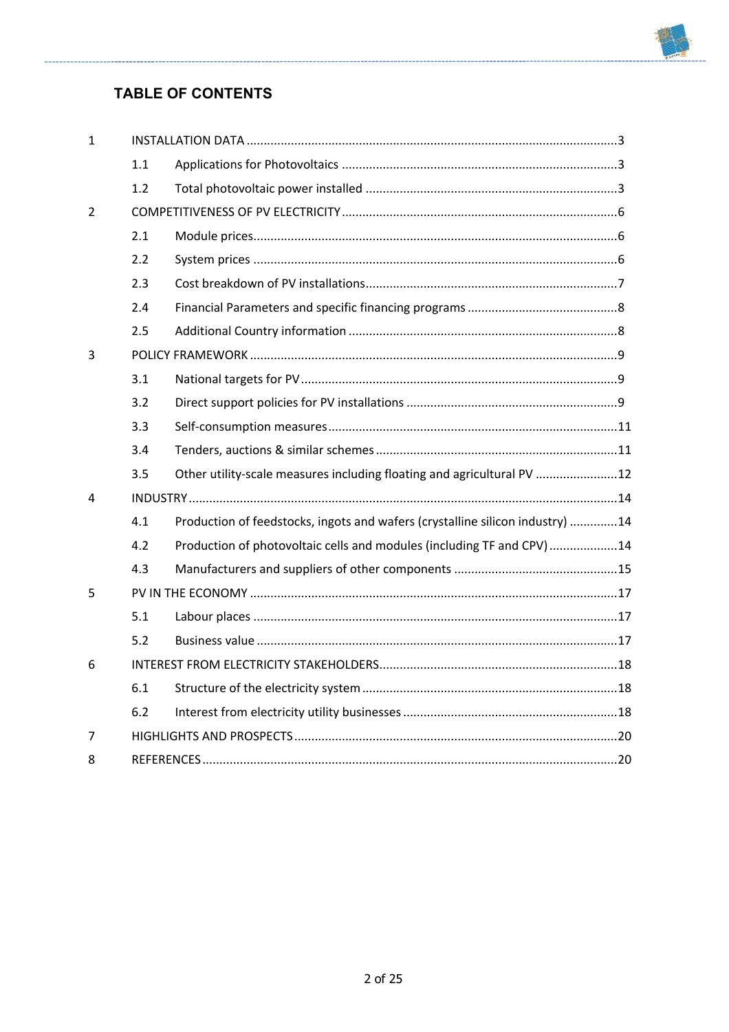## TABLE OF CONTENTS

| | | | |
|---|---|---|---|
| 1 | INSTALLATION DATA | | 3 |
| | 1.1 | Applications for Photovoltaics | 3 |
| | 1.2 | Total photovoltaic power installed | 3 |
| 2 | COMPETITIVENESS OF PV ELECTRICITY | | 6 |
| | 2.1 | Module prices | 6 |
| | 2.2 | System prices | 6 |
| | 2.3 | Cost breakdown of PV installations | 7 |
| | 2.4 | Financial Parameters and specific financing programs | 8 |
| | 2.5 | Additional Country information | 8 |
| 3 | POLICY FRAMEWORK | | 9 |
| | 3.1 | National targets for PV | 9 |
| | 3.2 | Direct support policies for PV installations | 9 |
| | 3.3 | Self-consumption measures | 11 |
| | 3.4 | Tenders, auctions & similar schemes | 11 |
| | 3.5 | Other utility-scale measures including floating and agricultural PV | 12 |
| 4 | INDUSTRY | | 14 |
| | 4.1 | Production of feedstocks, ingots and wafers (crystalline silicon industry) | 14 |
| | 4.2 | Production of photovoltaic cells and modules (including TF and CPV) | 14 |
| | 4.3 | Manufacturers and suppliers of other components | 15 |
| 5 | PV IN THE ECONOMY | | 17 |
| | 5.1 | Labour places | 17 |
| | 5.2 | Business value | 17 |
| 6 | INTEREST FROM ELECTRICITY STAKEHOLDERS | | 18 |
| | 6.1 | Structure of the electricity system | 18 |
| | 6.2 | Interest from electricity utility businesses | 18 |
| 7 | HIGHLIGHTS AND PROSPECTS | | 20 |
| 8 | REFERENCES | | 20 |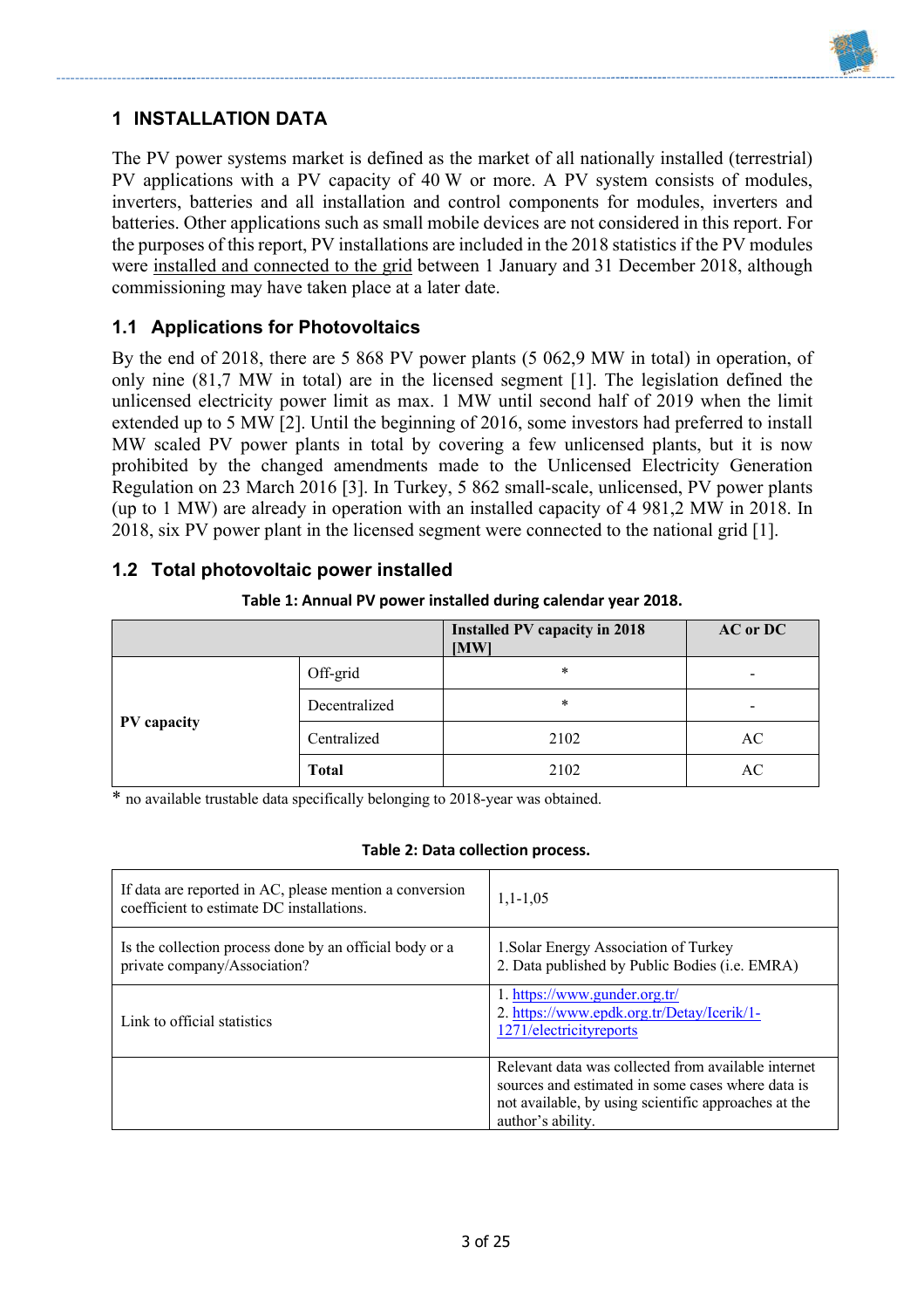# 1 INSTALLATION DATA

The PV power systems market is defined as the market of all nationally installed (terrestrial) PV applications with a PV capacity of 40 W or more. A PV system consists of modules, inverters, batteries and all installation and control components for modules, inverters and batteries. Other applications such as small mobile devices are not considered in this report. For the purposes of this report, PV installations are included in the 2018 statistics if the PV modules were installed and connected to the grid between 1 January and 31 December 2018, although commissioning may have taken place at a later date.

## 1.1 Applications for Photovoltaics

By the end of 2018, there are 5 868 PV power plants (5 062,9 MW in total) in operation, of only nine (81,7 MW in total) are in the licensed segment [1]. The legislation defined the unlicensed electricity power limit as max. 1 MW until second half of 2019 when the limit extended up to 5 MW [2]. Until the beginning of 2016, some investors had preferred to install MW scaled PV power plants in total by covering a few unlicensed plants, but it is now prohibited by the changed amendments made to the Unlicensed Electricity Generation Regulation on 23 March 2016 [3]. In Turkey, 5 862 small-scale, unlicensed, PV power plants (up to 1 MW) are already in operation with an installed capacity of 4 981,2 MW in 2018. In 2018, six PV power plant in the licensed segment were connected to the national grid [1].

## 1.2 Total photovoltaic power installed

**Table 1: Annual PV power installed during calendar year 2018.**

| | | Installed PV capacity in 2018 [MW] | AC or DC |
|---|---|---|---|
| **PV capacity** | Off-grid | * | - |
| | Decentralized | * | - |
| | Centralized | 2102 | AC |
| | **Total** | 2102 | AC |

* no available trustable data specifically belonging to 2018-year was obtained.

**Table 2: Data collection process.**

| | |
|---|---|
| If data are reported in AC, please mention a conversion coefficient to estimate DC installations. | 1,1-1,05 |
| Is the collection process done by an official body or a private company/Association? | 1.Solar Energy Association of Turkey<br>2. Data published by Public Bodies (i.e. EMRA) |
| Link to official statistics | 1. https://www.gunder.org.tr/<br>2. https://www.epdk.org.tr/Detay/Icerik/1-1271/electricityreports |
| | Relevant data was collected from available internet sources and estimated in some cases where data is not available, by using scientific approaches at the author's ability. |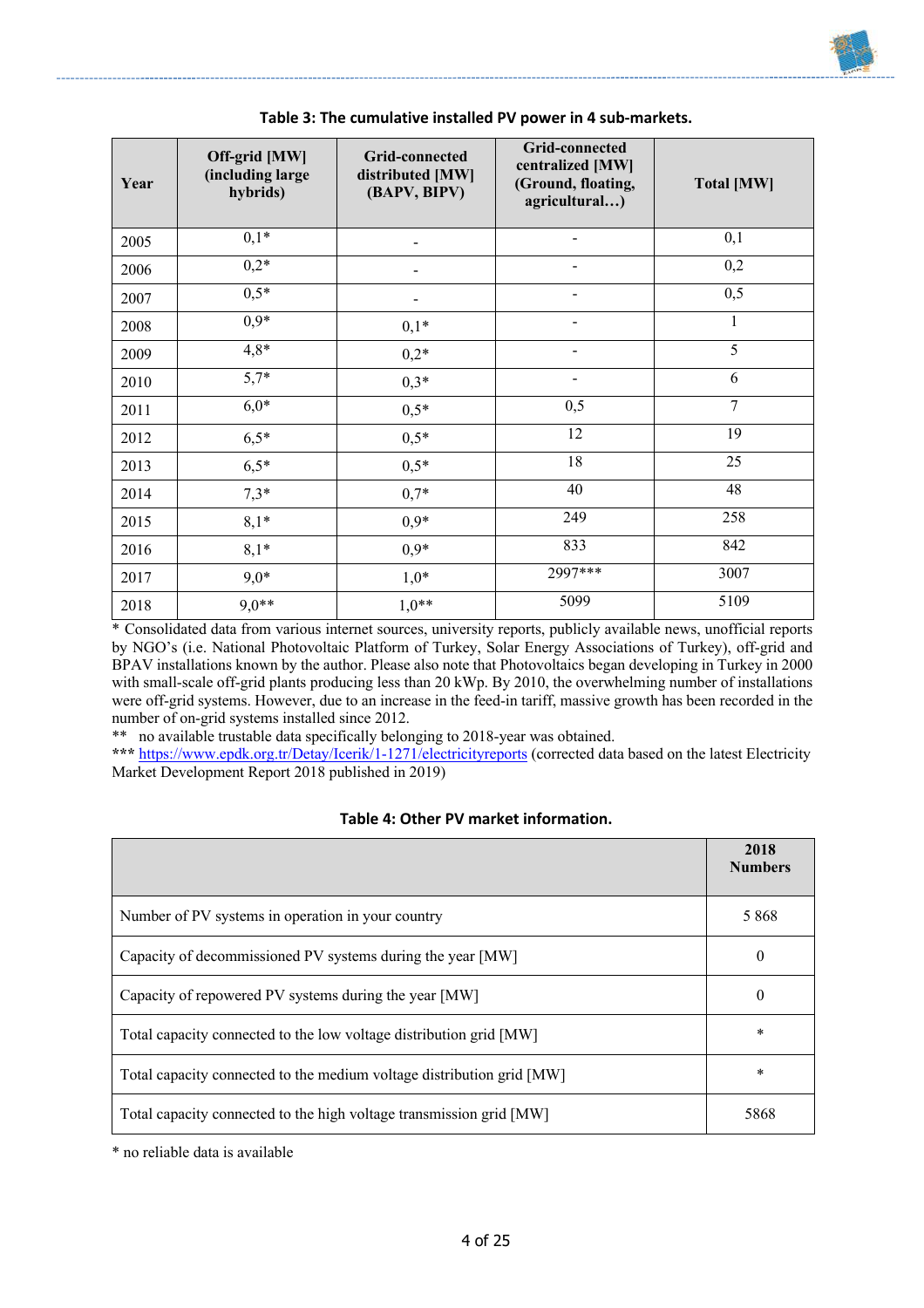**Table 3: The cumulative installed PV power in 4 sub-markets.**

| Year | Off-grid [MW] (including large hybrids) | Grid-connected distributed [MW] (BAPV, BIPV) | Grid-connected centralized [MW] (Ground, floating, agricultural…) | Total [MW] |
|---|---|---|---|---|
| 2005 | 0,1* | - | - | 0,1 |
| 2006 | 0,2* | - | - | 0,2 |
| 2007 | 0,5* | - | - | 0,5 |
| 2008 | 0,9* | 0,1* | - | 1 |
| 2009 | 4,8* | 0,2* | - | 5 |
| 2010 | 5,7* | 0,3* | - | 6 |
| 2011 | 6,0* | 0,5* | 0,5 | 7 |
| 2012 | 6,5* | 0,5* | 12 | 19 |
| 2013 | 6,5* | 0,5* | 18 | 25 |
| 2014 | 7,3* | 0,7* | 40 | 48 |
| 2015 | 8,1* | 0,9* | 249 | 258 |
| 2016 | 8,1* | 0,9* | 833 | 842 |
| 2017 | 9,0* | 1,0* | 2997*** | 3007 |
| 2018 | 9,0** | 1,0** | 5099 | 5109 |

\* Consolidated data from various internet sources, university reports, publicly available news, unofficial reports by NGO's (i.e. National Photovoltaic Platform of Turkey, Solar Energy Associations of Turkey), off-grid and BPAV installations known by the author. Please also note that Photovoltaics began developing in Turkey in 2000 with small-scale off-grid plants producing less than 20 kWp. By 2010, the overwhelming number of installations were off-grid systems. However, due to an increase in the feed-in tariff, massive growth has been recorded in the number of on-grid systems installed since 2012.

** no available trustable data specifically belonging to 2018-year was obtained.

*** https://www.epdk.org.tr/Detay/Icerik/1-1271/electricityreports (corrected data based on the latest Electricity Market Development Report 2018 published in 2019)

**Table 4: Other PV market information.**

| | 2018 Numbers |
|---|---|
| Number of PV systems in operation in your country | 5 868 |
| Capacity of decommissioned PV systems during the year [MW] | 0 |
| Capacity of repowered PV systems during the year [MW] | 0 |
| Total capacity connected to the low voltage distribution grid [MW] | * |
| Total capacity connected to the medium voltage distribution grid [MW] | * |
| Total capacity connected to the high voltage transmission grid [MW] | 5868 |

\* no reliable data is available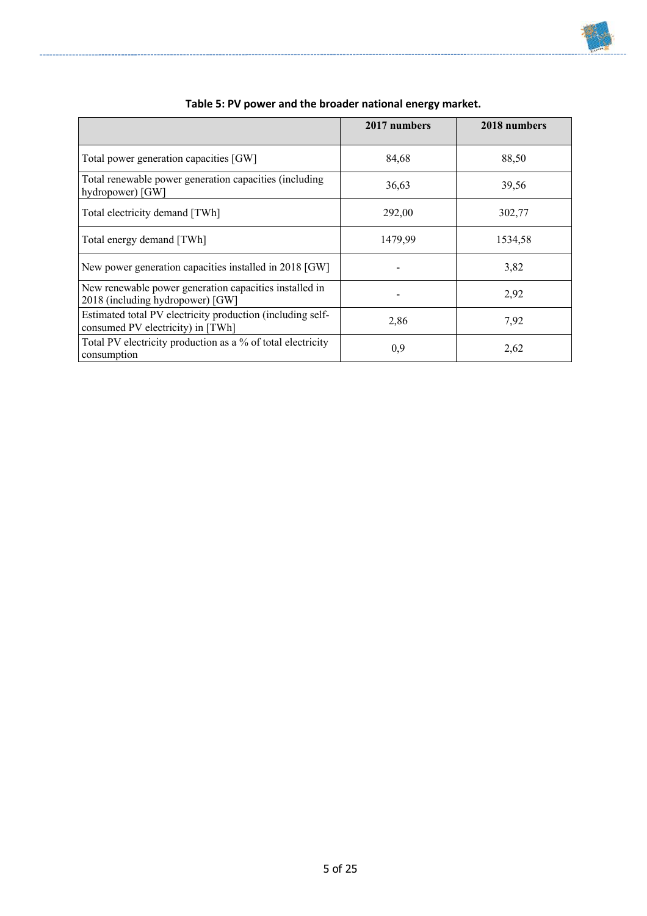**Table 5: PV power and the broader national energy market.**

| | 2017 numbers | 2018 numbers |
|---|---|---|
| Total power generation capacities [GW] | 84,68 | 88,50 |
| Total renewable power generation capacities (including hydropower) [GW] | 36,63 | 39,56 |
| Total electricity demand [TWh] | 292,00 | 302,77 |
| Total energy demand [TWh] | 1479,99 | 1534,58 |
| New power generation capacities installed in 2018 [GW] | - | 3,82 |
| New renewable power generation capacities installed in 2018 (including hydropower) [GW] | - | 2,92 |
| Estimated total PV electricity production (including self-consumed PV electricity) in [TWh] | 2,86 | 7,92 |
| Total PV electricity production as a % of total electricity consumption | 0,9 | 2,62 |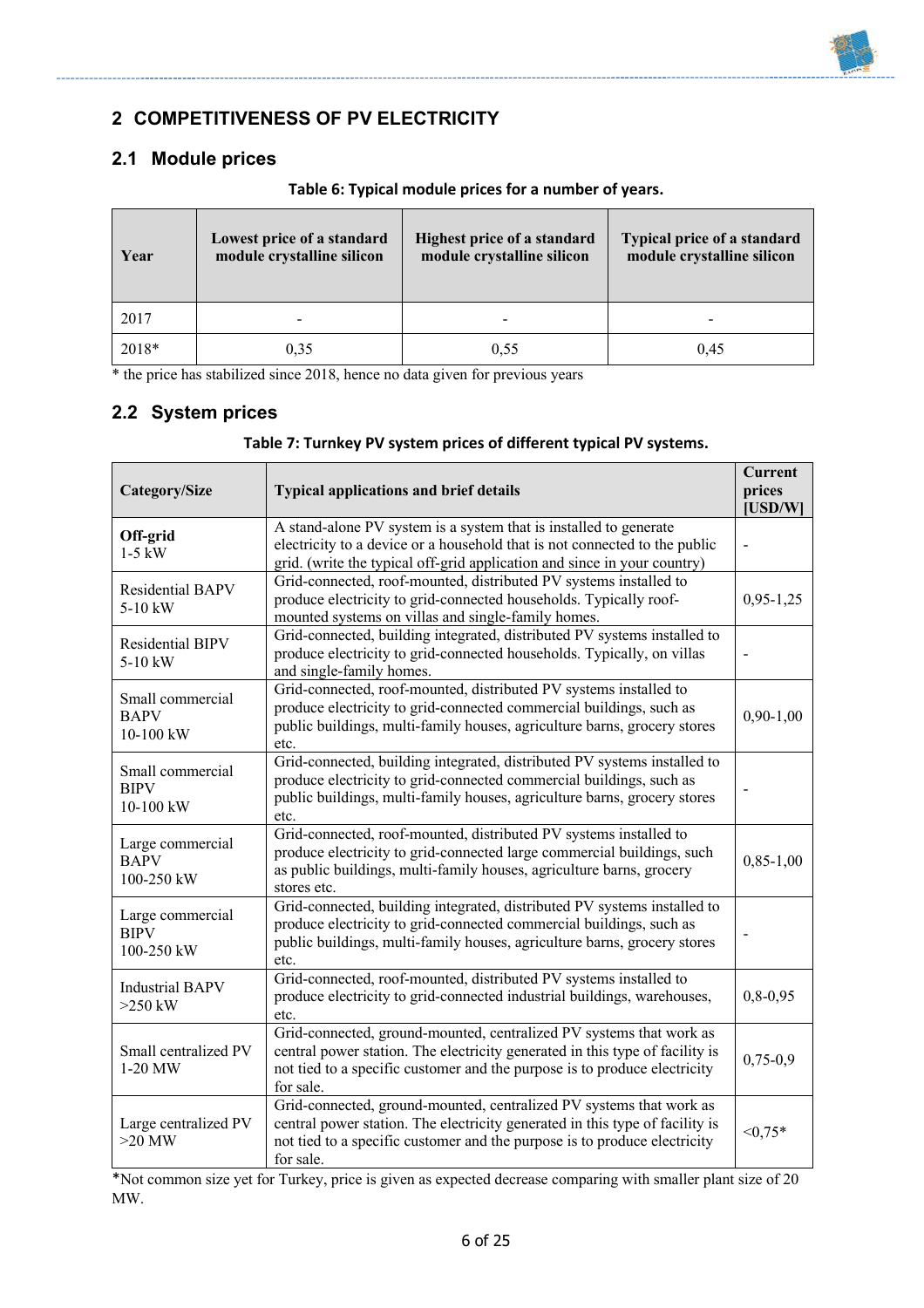## 2 COMPETITIVENESS OF PV ELECTRICITY

### 2.1 Module prices

**Table 6: Typical module prices for a number of years.**

| Year | Lowest price of a standard module crystalline silicon | Highest price of a standard module crystalline silicon | Typical price of a standard module crystalline silicon |
|---|---|---|---|
| 2017 | - | - | - |
| 2018* | 0,35 | 0,55 | 0,45 |

* the price has stabilized since 2018, hence no data given for previous years

### 2.2 System prices

**Table 7: Turnkey PV system prices of different typical PV systems.**

| Category/Size | Typical applications and brief details | Current prices [USD/W] |
|---|---|---|
| **Off-grid** 1-5 kW | A stand-alone PV system is a system that is installed to generate electricity to a device or a household that is not connected to the public grid. (write the typical off-grid application and since in your country) | - |
| Residential BAPV 5-10 kW | Grid-connected, roof-mounted, distributed PV systems installed to produce electricity to grid-connected households. Typically roof-mounted systems on villas and single-family homes. | 0,95-1,25 |
| Residential BIPV 5-10 kW | Grid-connected, building integrated, distributed PV systems installed to produce electricity to grid-connected households. Typically, on villas and single-family homes. | - |
| Small commercial BAPV 10-100 kW | Grid-connected, roof-mounted, distributed PV systems installed to produce electricity to grid-connected commercial buildings, such as public buildings, multi-family houses, agriculture barns, grocery stores etc. | 0,90-1,00 |
| Small commercial BIPV 10-100 kW | Grid-connected, building integrated, distributed PV systems installed to produce electricity to grid-connected commercial buildings, such as public buildings, multi-family houses, agriculture barns, grocery stores etc. | - |
| Large commercial BAPV 100-250 kW | Grid-connected, roof-mounted, distributed PV systems installed to produce electricity to grid-connected large commercial buildings, such as public buildings, multi-family houses, agriculture barns, grocery stores etc. | 0,85-1,00 |
| Large commercial BIPV 100-250 kW | Grid-connected, building integrated, distributed PV systems installed to produce electricity to grid-connected commercial buildings, such as public buildings, multi-family houses, agriculture barns, grocery stores etc. | - |
| Industrial BAPV >250 kW | Grid-connected, roof-mounted, distributed PV systems installed to produce electricity to grid-connected industrial buildings, warehouses, etc. | 0,8-0,95 |
| Small centralized PV 1-20 MW | Grid-connected, ground-mounted, centralized PV systems that work as central power station. The electricity generated in this type of facility is not tied to a specific customer and the purpose is to produce electricity for sale. | 0,75-0,9 |
| Large centralized PV >20 MW | Grid-connected, ground-mounted, centralized PV systems that work as central power station. The electricity generated in this type of facility is not tied to a specific customer and the purpose is to produce electricity for sale. | <0,75* |

*Not common size yet for Turkey, price is given as expected decrease comparing with smaller plant size of 20 MW.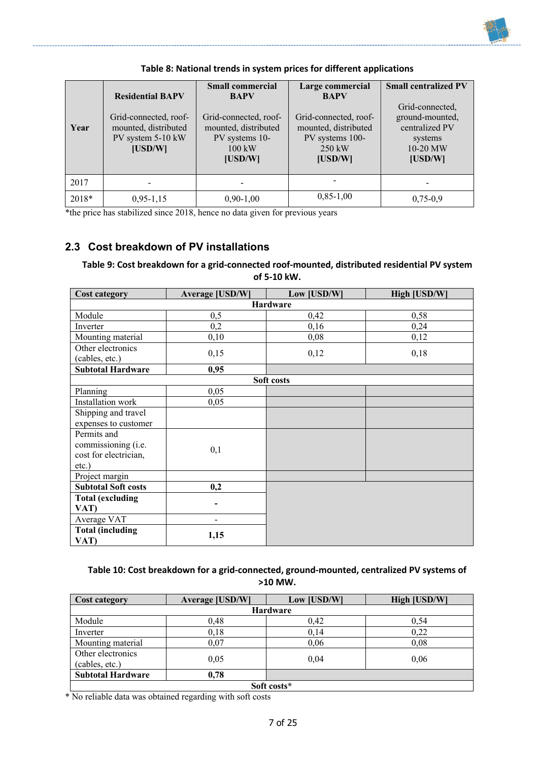**Table 8: National trends in system prices for different applications**

| Year | Residential BAPV<br><br>Grid-connected, roof-mounted, distributed PV system 5-10 kW [USD/W] | Small commercial BAPV<br><br>Grid-connected, roof-mounted, distributed PV systems 10-100 kW [USD/W] | Large commercial BAPV<br><br>Grid-connected, roof-mounted, distributed PV systems 100-250 kW [USD/W] | Small centralized PV<br><br>Grid-connected, ground-mounted, centralized PV systems 10-20 MW [USD/W] |
|---|---|---|---|---|
| 2017 | - | - | - | - |
| 2018* | 0,95-1,15 | 0,90-1,00 | 0,85-1,00 | 0,75-0,9 |

*the price has stabilized since 2018, hence no data given for previous years

## 2.3 Cost breakdown of PV installations

**Table 9: Cost breakdown for a grid-connected roof-mounted, distributed residential PV system of 5-10 kW.**

| Cost category | Average [USD/W] | Low [USD/W] | High [USD/W] |
|---|---|---|---|
| **Hardware** | | | |
| Module | 0,5 | 0,42 | 0,58 |
| Inverter | 0,2 | 0,16 | 0,24 |
| Mounting material | 0,10 | 0,08 | 0,12 |
| Other electronics (cables, etc.) | 0,15 | 0,12 | 0,18 |
| **Subtotal Hardware** | **0,95** | | |
| **Soft costs** | | | |
| Planning | 0,05 | | |
| Installation work | 0,05 | | |
| Shipping and travel expenses to customer | | | |
| Permits and commissioning (i.e. cost for electrician, etc.) | 0,1 | | |
| Project margin | | | |
| **Subtotal Soft costs** | **0,2** | | |
| **Total (excluding VAT)** | **-** | | |
| Average VAT | - | | |
| **Total (including VAT)** | **1,15** | | |

**Table 10: Cost breakdown for a grid-connected, ground-mounted, centralized PV systems of >10 MW.**

| Cost category | Average [USD/W] | Low [USD/W] | High [USD/W] |
|---|---|---|---|
| **Hardware** | | | |
| Module | 0,48 | 0,42 | 0,54 |
| Inverter | 0,18 | 0,14 | 0,22 |
| Mounting material | 0,07 | 0,06 | 0,08 |
| Other electronics (cables, etc.) | 0,05 | 0,04 | 0,06 |
| **Subtotal Hardware** | **0,78** | | |
| **Soft costs*** | | | |

* No reliable data was obtained regarding with soft costs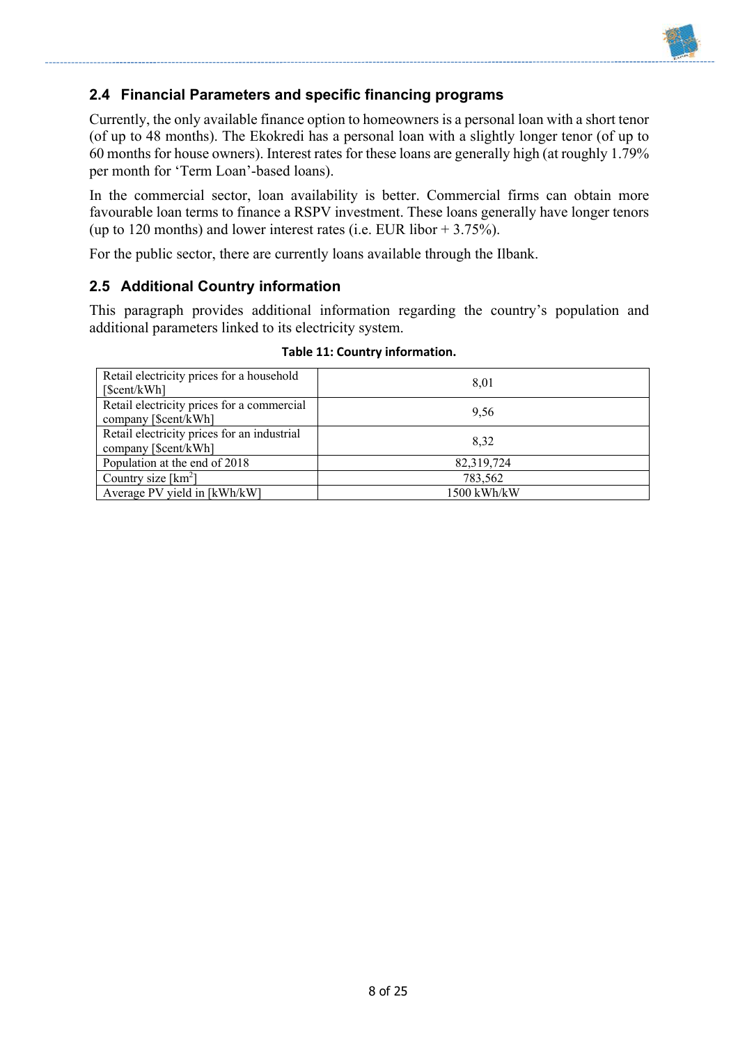## 2.4 Financial Parameters and specific financing programs

Currently, the only available finance option to homeowners is a personal loan with a short tenor (of up to 48 months). The Ekokredi has a personal loan with a slightly longer tenor (of up to 60 months for house owners). Interest rates for these loans are generally high (at roughly 1.79% per month for 'Term Loan'-based loans).

In the commercial sector, loan availability is better. Commercial firms can obtain more favourable loan terms to finance a RSPV investment. These loans generally have longer tenors (up to 120 months) and lower interest rates (i.e. EUR libor + 3.75%).

For the public sector, there are currently loans available through the Ilbank.

## 2.5 Additional Country information

This paragraph provides additional information regarding the country's population and additional parameters linked to its electricity system.

**Table 11: Country information.**

| | |
|---|---|
| Retail electricity prices for a household [$cent/kWh] | 8,01 |
| Retail electricity prices for a commercial company [$cent/kWh] | 9,56 |
| Retail electricity prices for an industrial company [$cent/kWh] | 8,32 |
| Population at the end of 2018 | 82,319,724 |
| Country size [km$^2$] | 783,562 |
| Average PV yield in [kWh/kW] | 1500 kWh/kW |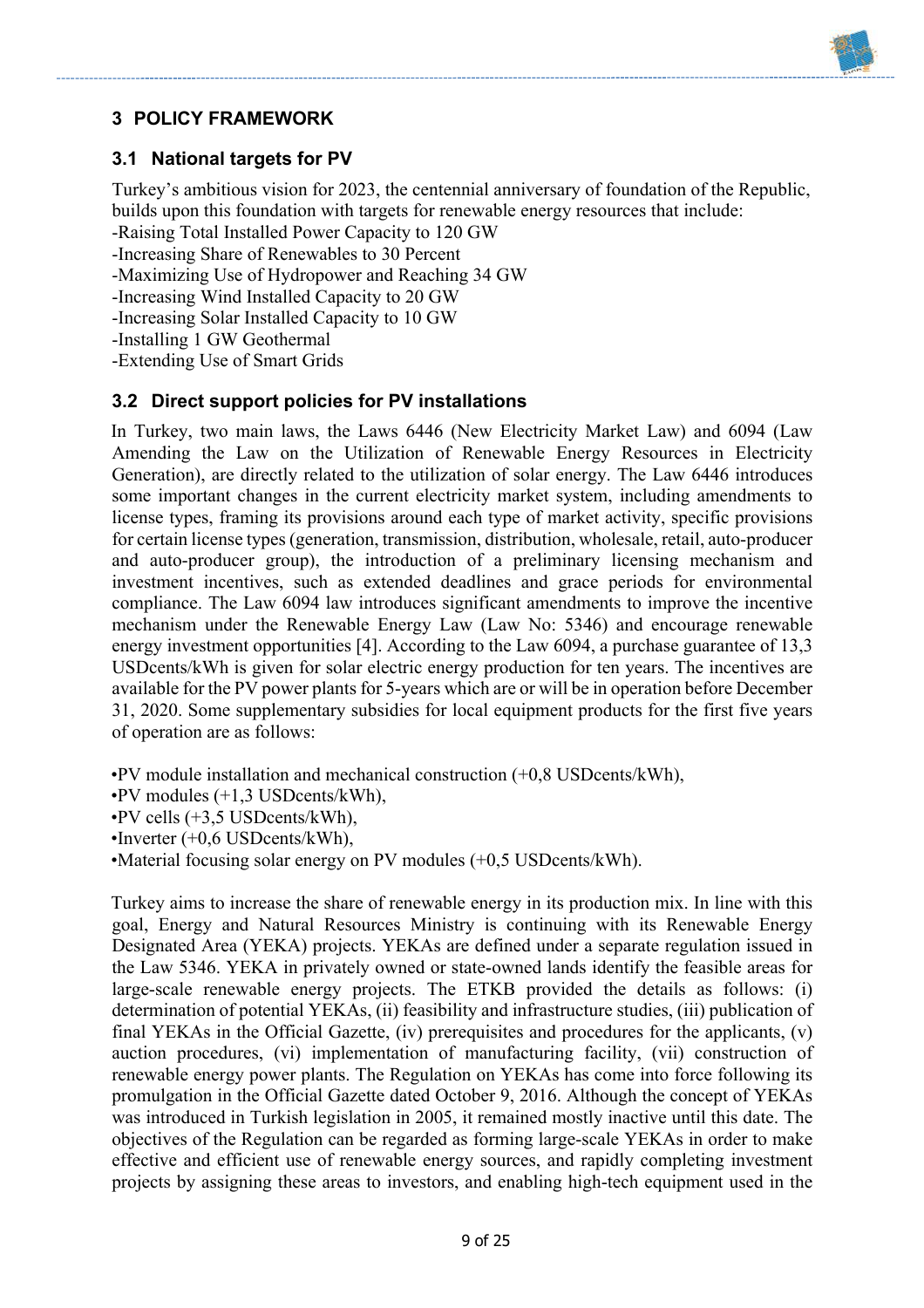# 3 POLICY FRAMEWORK

## 3.1 National targets for PV

Turkey's ambitious vision for 2023, the centennial anniversary of foundation of the Republic, builds upon this foundation with targets for renewable energy resources that include:
-Raising Total Installed Power Capacity to 120 GW
-Increasing Share of Renewables to 30 Percent
-Maximizing Use of Hydropower and Reaching 34 GW
-Increasing Wind Installed Capacity to 20 GW
-Increasing Solar Installed Capacity to 10 GW
-Installing 1 GW Geothermal
-Extending Use of Smart Grids

## 3.2 Direct support policies for PV installations

In Turkey, two main laws, the Laws 6446 (New Electricity Market Law) and 6094 (Law Amending the Law on the Utilization of Renewable Energy Resources in Electricity Generation), are directly related to the utilization of solar energy. The Law 6446 introduces some important changes in the current electricity market system, including amendments to license types, framing its provisions around each type of market activity, specific provisions for certain license types (generation, transmission, distribution, wholesale, retail, auto-producer and auto-producer group), the introduction of a preliminary licensing mechanism and investment incentives, such as extended deadlines and grace periods for environmental compliance. The Law 6094 law introduces significant amendments to improve the incentive mechanism under the Renewable Energy Law (Law No: 5346) and encourage renewable energy investment opportunities [4]. According to the Law 6094, a purchase guarantee of 13,3 USDcents/kWh is given for solar electric energy production for ten years. The incentives are available for the PV power plants for 5-years which are or will be in operation before December 31, 2020. Some supplementary subsidies for local equipment products for the first five years of operation are as follows:

•PV module installation and mechanical construction (+0,8 USDcents/kWh),
•PV modules (+1,3 USDcents/kWh),
•PV cells (+3,5 USDcents/kWh),
•Inverter (+0,6 USDcents/kWh),
•Material focusing solar energy on PV modules (+0,5 USDcents/kWh).

Turkey aims to increase the share of renewable energy in its production mix. In line with this goal, Energy and Natural Resources Ministry is continuing with its Renewable Energy Designated Area (YEKA) projects. YEKAs are defined under a separate regulation issued in the Law 5346. YEKA in privately owned or state-owned lands identify the feasible areas for large-scale renewable energy projects. The ETKB provided the details as follows: (i) determination of potential YEKAs, (ii) feasibility and infrastructure studies, (iii) publication of final YEKAs in the Official Gazette, (iv) prerequisites and procedures for the applicants, (v) auction procedures, (vi) implementation of manufacturing facility, (vii) construction of renewable energy power plants. The Regulation on YEKAs has come into force following its promulgation in the Official Gazette dated October 9, 2016. Although the concept of YEKAs was introduced in Turkish legislation in 2005, it remained mostly inactive until this date. The objectives of the Regulation can be regarded as forming large-scale YEKAs in order to make effective and efficient use of renewable energy sources, and rapidly completing investment projects by assigning these areas to investors, and enabling high-tech equipment used in the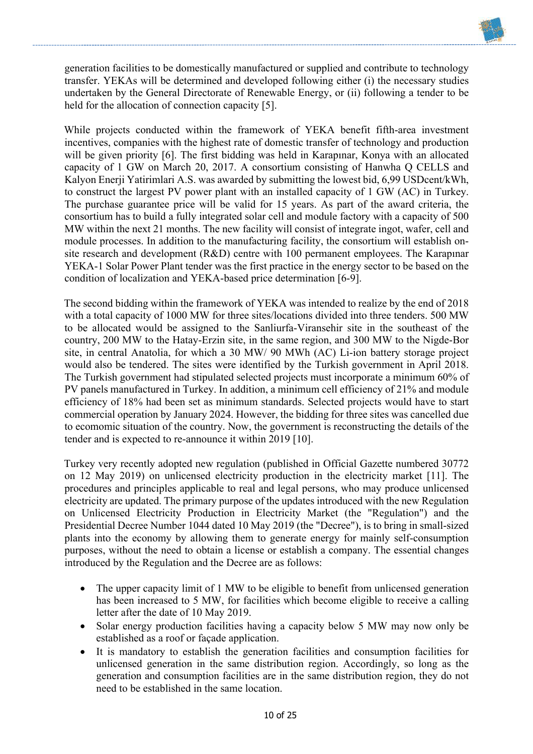generation facilities to be domestically manufactured or supplied and contribute to technology transfer. YEKAs will be determined and developed following either (i) the necessary studies undertaken by the General Directorate of Renewable Energy, or (ii) following a tender to be held for the allocation of connection capacity [5].

While projects conducted within the framework of YEKA benefit fifth-area investment incentives, companies with the highest rate of domestic transfer of technology and production will be given priority [6]. The first bidding was held in Karapınar, Konya with an allocated capacity of 1 GW on March 20, 2017. A consortium consisting of Hanwha Q CELLS and Kalyon Enerji Yatirimlari A.S. was awarded by submitting the lowest bid, 6,99 USDcent/kWh, to construct the largest PV power plant with an installed capacity of 1 GW (AC) in Turkey. The purchase guarantee price will be valid for 15 years. As part of the award criteria, the consortium has to build a fully integrated solar cell and module factory with a capacity of 500 MW within the next 21 months. The new facility will consist of integrate ingot, wafer, cell and module processes. In addition to the manufacturing facility, the consortium will establish on-site research and development (R&D) centre with 100 permanent employees. The Karapınar YEKA-1 Solar Power Plant tender was the first practice in the energy sector to be based on the condition of localization and YEKA-based price determination [6-9].

The second bidding within the framework of YEKA was intended to realize by the end of 2018 with a total capacity of 1000 MW for three sites/locations divided into three tenders. 500 MW to be allocated would be assigned to the Sanliurfa-Viransehir site in the southeast of the country, 200 MW to the Hatay-Erzin site, in the same region, and 300 MW to the Nigde-Bor site, in central Anatolia, for which a 30 MW/ 90 MWh (AC) Li-ion battery storage project would also be tendered. The sites were identified by the Turkish government in April 2018. The Turkish government had stipulated selected projects must incorporate a minimum 60% of PV panels manufactured in Turkey. In addition, a minimum cell efficiency of 21% and module efficiency of 18% had been set as minimum standards. Selected projects would have to start commercial operation by January 2024. However, the bidding for three sites was cancelled due to ecomomic situation of the country. Now, the government is reconstructing the details of the tender and is expected to re-announce it within 2019 [10].

Turkey very recently adopted new regulation (published in Official Gazette numbered 30772 on 12 May 2019) on unlicensed electricity production in the electricity market [11]. The procedures and principles applicable to real and legal persons, who may produce unlicensed electricity are updated. The primary purpose of the updates introduced with the new Regulation on Unlicensed Electricity Production in Electricity Market (the "Regulation") and the Presidential Decree Number 1044 dated 10 May 2019 (the "Decree"), is to bring in small-sized plants into the economy by allowing them to generate energy for mainly self-consumption purposes, without the need to obtain a license or establish a company. The essential changes introduced by the Regulation and the Decree are as follows:

- The upper capacity limit of 1 MW to be eligible to benefit from unlicensed generation has been increased to 5 MW, for facilities which become eligible to receive a calling letter after the date of 10 May 2019.
- Solar energy production facilities having a capacity below 5 MW may now only be established as a roof or façade application.
- It is mandatory to establish the generation facilities and consumption facilities for unlicensed generation in the same distribution region. Accordingly, so long as the generation and consumption facilities are in the same distribution region, they do not need to be established in the same location.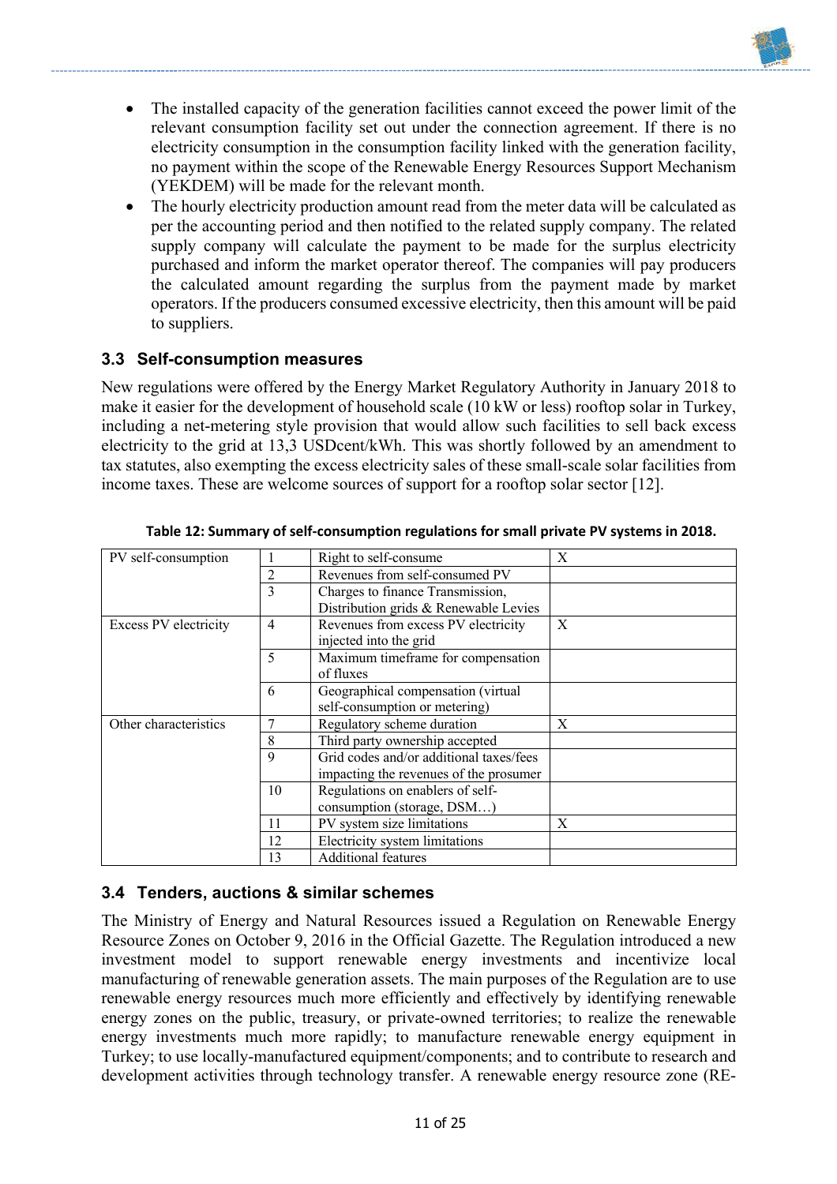- The installed capacity of the generation facilities cannot exceed the power limit of the relevant consumption facility set out under the connection agreement. If there is no electricity consumption in the consumption facility linked with the generation facility, no payment within the scope of the Renewable Energy Resources Support Mechanism (YEKDEM) will be made for the relevant month.
- The hourly electricity production amount read from the meter data will be calculated as per the accounting period and then notified to the related supply company. The related supply company will calculate the payment to be made for the surplus electricity purchased and inform the market operator thereof. The companies will pay producers the calculated amount regarding the surplus from the payment made by market operators. If the producers consumed excessive electricity, then this amount will be paid to suppliers.

### 3.3 Self-consumption measures

New regulations were offered by the Energy Market Regulatory Authority in January 2018 to make it easier for the development of household scale (10 kW or less) rooftop solar in Turkey, including a net-metering style provision that would allow such facilities to sell back excess electricity to the grid at 13,3 USDcent/kWh. This was shortly followed by an amendment to tax statutes, also exempting the excess electricity sales of these small-scale solar facilities from income taxes. These are welcome sources of support for a rooftop solar sector [12].

**Table 12: Summary of self-consumption regulations for small private PV systems in 2018.**

| | | | |
|---|---|---|---|
| PV self-consumption | 1 | Right to self-consume | X |
| | 2 | Revenues from self-consumed PV | |
| | 3 | Charges to finance Transmission, Distribution grids & Renewable Levies | |
| Excess PV electricity | 4 | Revenues from excess PV electricity injected into the grid | X |
| | 5 | Maximum timeframe for compensation of fluxes | |
| | 6 | Geographical compensation (virtual self-consumption or metering) | |
| Other characteristics | 7 | Regulatory scheme duration | X |
| | 8 | Third party ownership accepted | |
| | 9 | Grid codes and/or additional taxes/fees impacting the revenues of the prosumer | |
| | 10 | Regulations on enablers of self-consumption (storage, DSM…) | |
| | 11 | PV system size limitations | X |
| | 12 | Electricity system limitations | |
| | 13 | Additional features | |

### 3.4 Tenders, auctions & similar schemes

The Ministry of Energy and Natural Resources issued a Regulation on Renewable Energy Resource Zones on October 9, 2016 in the Official Gazette. The Regulation introduced a new investment model to support renewable energy investments and incentivize local manufacturing of renewable generation assets. The main purposes of the Regulation are to use renewable energy resources much more efficiently and effectively by identifying renewable energy zones on the public, treasury, or private-owned territories; to realize the renewable energy investments much more rapidly; to manufacture renewable energy equipment in Turkey; to use locally-manufactured equipment/components; and to contribute to research and development activities through technology transfer. A renewable energy resource zone (RE-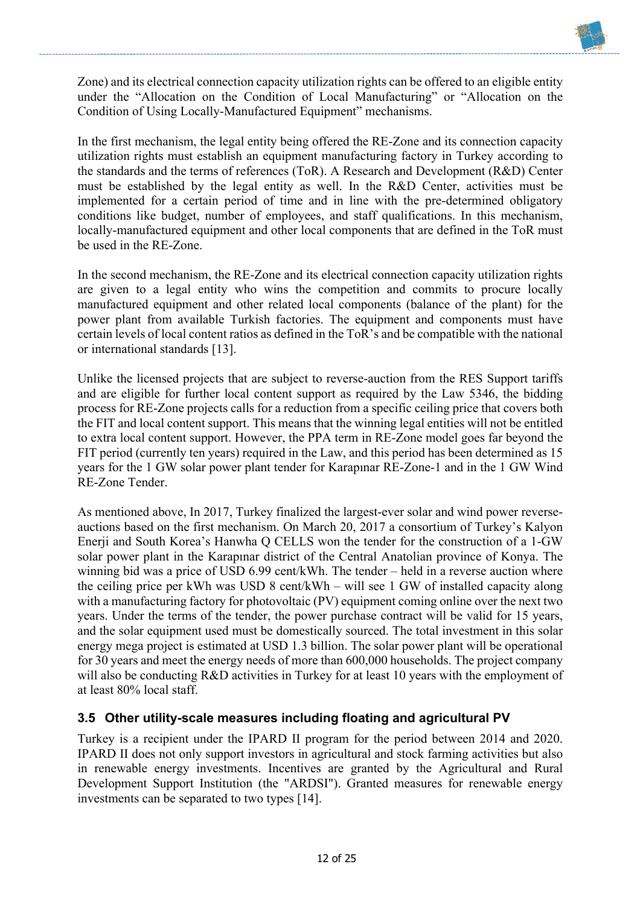Zone) and its electrical connection capacity utilization rights can be offered to an eligible entity under the "Allocation on the Condition of Local Manufacturing" or "Allocation on the Condition of Using Locally-Manufactured Equipment" mechanisms.

In the first mechanism, the legal entity being offered the RE-Zone and its connection capacity utilization rights must establish an equipment manufacturing factory in Turkey according to the standards and the terms of references (ToR). A Research and Development (R&D) Center must be established by the legal entity as well. In the R&D Center, activities must be implemented for a certain period of time and in line with the pre-determined obligatory conditions like budget, number of employees, and staff qualifications. In this mechanism, locally-manufactured equipment and other local components that are defined in the ToR must be used in the RE-Zone.

In the second mechanism, the RE-Zone and its electrical connection capacity utilization rights are given to a legal entity who wins the competition and commits to procure locally manufactured equipment and other related local components (balance of the plant) for the power plant from available Turkish factories. The equipment and components must have certain levels of local content ratios as defined in the ToR's and be compatible with the national or international standards [13].

Unlike the licensed projects that are subject to reverse-auction from the RES Support tariffs and are eligible for further local content support as required by the Law 5346, the bidding process for RE-Zone projects calls for a reduction from a specific ceiling price that covers both the FIT and local content support. This means that the winning legal entities will not be entitled to extra local content support. However, the PPA term in RE-Zone model goes far beyond the FIT period (currently ten years) required in the Law, and this period has been determined as 15 years for the 1 GW solar power plant tender for Karapınar RE-Zone-1 and in the 1 GW Wind RE-Zone Tender.

As mentioned above, In 2017, Turkey finalized the largest-ever solar and wind power reverse-auctions based on the first mechanism. On March 20, 2017 a consortium of Turkey's Kalyon Enerji and South Korea's Hanwha Q CELLS won the tender for the construction of a 1-GW solar power plant in the Karapınar district of the Central Anatolian province of Konya. The winning bid was a price of USD 6.99 cent/kWh. The tender – held in a reverse auction where the ceiling price per kWh was USD 8 cent/kWh – will see 1 GW of installed capacity along with a manufacturing factory for photovoltaic (PV) equipment coming online over the next two years. Under the terms of the tender, the power purchase contract will be valid for 15 years, and the solar equipment used must be domestically sourced. The total investment in this solar energy mega project is estimated at USD 1.3 billion. The solar power plant will be operational for 30 years and meet the energy needs of more than 600,000 households. The project company will also be conducting R&D activities in Turkey for at least 10 years with the employment of at least 80% local staff.

### 3.5 Other utility-scale measures including floating and agricultural PV

Turkey is a recipient under the IPARD II program for the period between 2014 and 2020. IPARD II does not only support investors in agricultural and stock farming activities but also in renewable energy investments. Incentives are granted by the Agricultural and Rural Development Support Institution (the "ARDSI"). Granted measures for renewable energy investments can be separated to two types [14].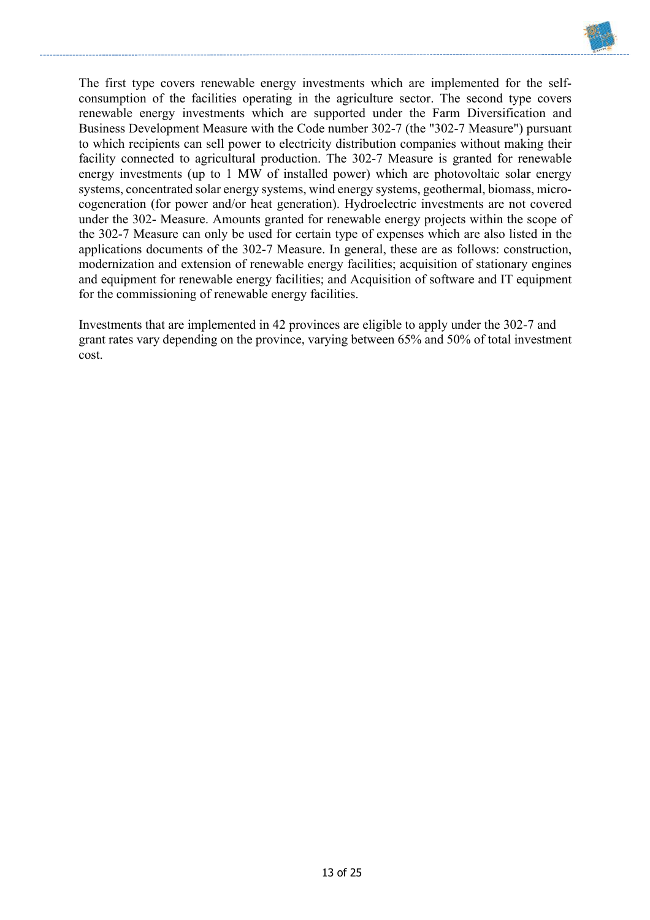The first type covers renewable energy investments which are implemented for the self-consumption of the facilities operating in the agriculture sector. The second type covers renewable energy investments which are supported under the Farm Diversification and Business Development Measure with the Code number 302-7 (the "302-7 Measure") pursuant to which recipients can sell power to electricity distribution companies without making their facility connected to agricultural production. The 302-7 Measure is granted for renewable energy investments (up to 1 MW of installed power) which are photovoltaic solar energy systems, concentrated solar energy systems, wind energy systems, geothermal, biomass, micro-cogeneration (for power and/or heat generation). Hydroelectric investments are not covered under the 302- Measure. Amounts granted for renewable energy projects within the scope of the 302-7 Measure can only be used for certain type of expenses which are also listed in the applications documents of the 302-7 Measure. In general, these are as follows: construction, modernization and extension of renewable energy facilities; acquisition of stationary engines and equipment for renewable energy facilities; and Acquisition of software and IT equipment for the commissioning of renewable energy facilities.

Investments that are implemented in 42 provinces are eligible to apply under the 302-7 and grant rates vary depending on the province, varying between 65% and 50% of total investment cost.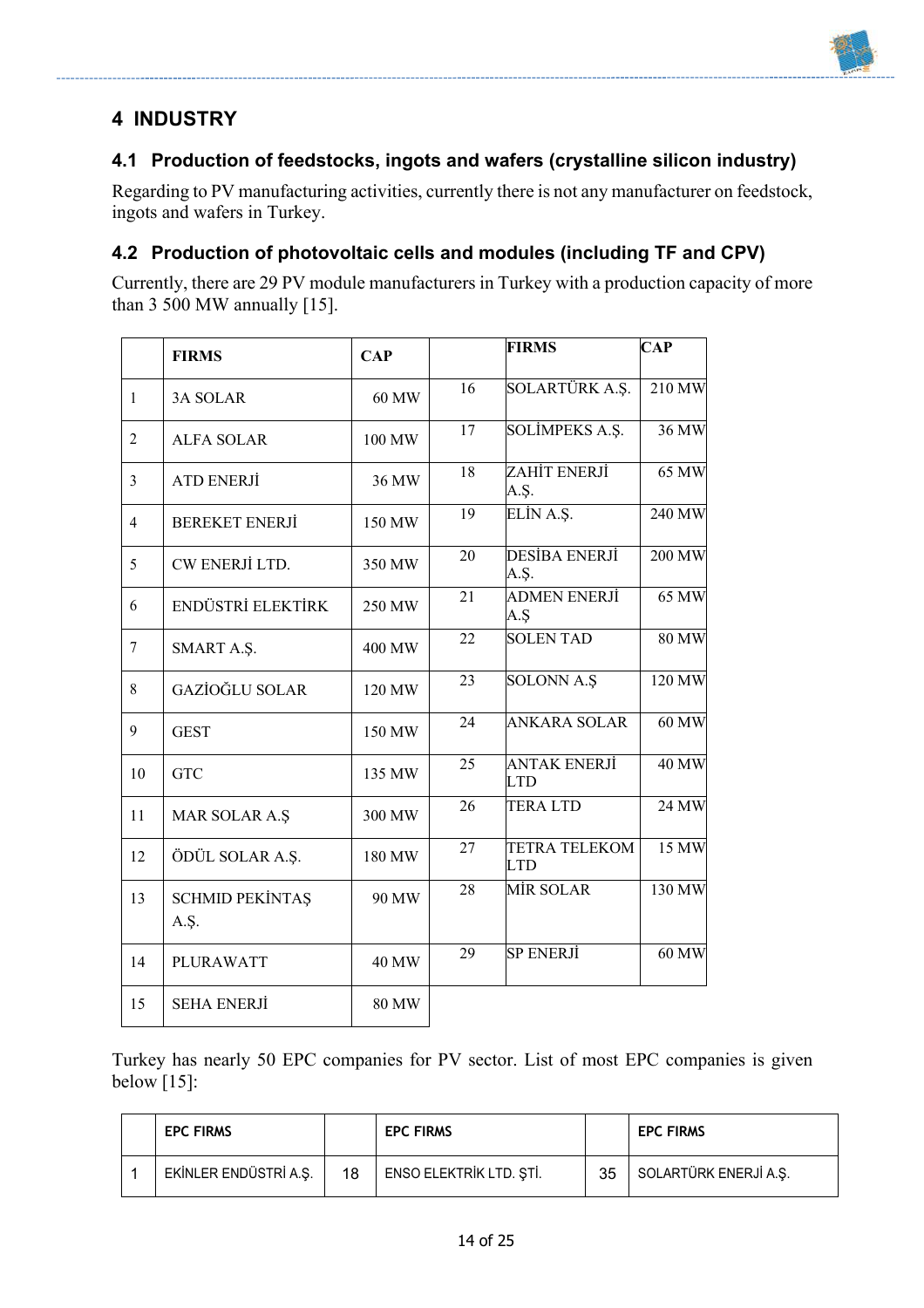# 4 INDUSTRY

## 4.1 Production of feedstocks, ingots and wafers (crystalline silicon industry)

Regarding to PV manufacturing activities, currently there is not any manufacturer on feedstock, ingots and wafers in Turkey.

## 4.2 Production of photovoltaic cells and modules (including TF and CPV)

Currently, there are 29 PV module manufacturers in Turkey with a production capacity of more than 3 500 MW annually [15].

| | FIRMS | CAP | | FIRMS | CAP |
|---|---|---|---|---|---|
| 1 | 3A SOLAR | 60 MW | 16 | SOLARTÜRK A.Ş. | 210 MW |
| 2 | ALFA SOLAR | 100 MW | 17 | SOLİMPEKS A.Ş. | 36 MW |
| 3 | ATD ENERJİ | 36 MW | 18 | ZAHİT ENERJİ A.Ş. | 65 MW |
| 4 | BEREKET ENERJİ | 150 MW | 19 | ELİN A.Ş. | 240 MW |
| 5 | CW ENERJİ LTD. | 350 MW | 20 | DESİBA ENERJİ A.Ş. | 200 MW |
| 6 | ENDÜSTRİ ELEKTİRK | 250 MW | 21 | ADMEN ENERJİ A.Ş | 65 MW |
| 7 | SMART A.Ş. | 400 MW | 22 | SOLEN TAD | 80 MW |
| 8 | GAZİOĞLU SOLAR | 120 MW | 23 | SOLONN A.Ş | 120 MW |
| 9 | GEST | 150 MW | 24 | ANKARA SOLAR | 60 MW |
| 10 | GTC | 135 MW | 25 | ANTAK ENERJİ LTD | 40 MW |
| 11 | MAR SOLAR A.Ş | 300 MW | 26 | TERA LTD | 24 MW |
| 12 | ÖDÜL SOLAR A.Ş. | 180 MW | 27 | TETRA TELEKOM LTD | 15 MW |
| 13 | SCHMID PEKİNTAŞ A.Ş. | 90 MW | 28 | MİR SOLAR | 130 MW |
| 14 | PLURAWATT | 40 MW | 29 | SP ENERJİ | 60 MW |
| 15 | SEHA ENERJİ | 80 MW | | | |

Turkey has nearly 50 EPC companies for PV sector. List of most EPC companies is given below [15]:

| | EPC FIRMS | | EPC FIRMS | | EPC FIRMS |
|---|---|---|---|---|---|
| 1 | EKİNLER ENDÜSTRİ A.Ş. | 18 | ENSO ELEKTRİK LTD. ŞTİ. | 35 | SOLARTÜRK ENERJİ A.Ş. |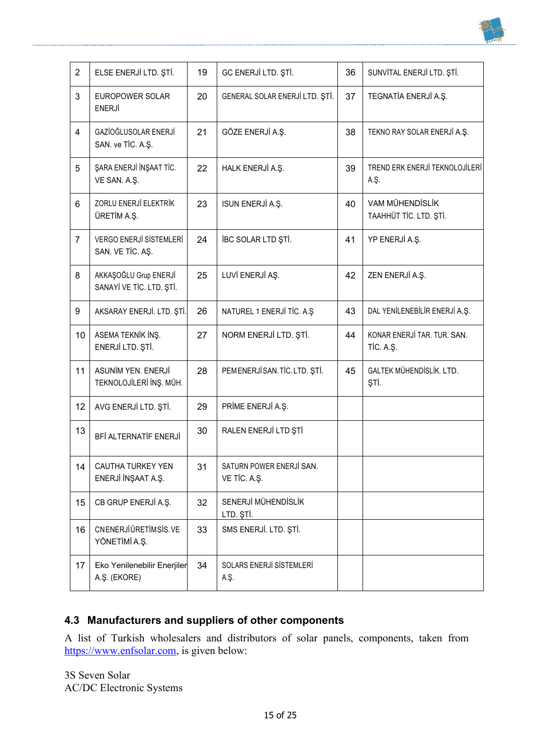| 2 | ELSE ENERJİ LTD. ŞTİ. | 19 | GC ENERJİ LTD. ŞTİ. | 36 | SUNVİTAL ENERJİ LTD. ŞTİ. |
|---|---|---|---|---|---|
| 3 | EUROPOWER SOLAR ENERJİ | 20 | GENERAL SOLAR ENERJİ LTD. ŞTİ. | 37 | TEGNATİA ENERJİ A.Ş. |
| 4 | GAZİOĞLUSOLAR ENERJİ SAN. ve TİC. A.Ş. | 21 | GÖZE ENERJİ A.Ş. | 38 | TEKNO RAY SOLAR ENERJİ A.Ş. |
| 5 | ŞARA ENERJİ İNŞAAT TİC. VE SAN. A.Ş. | 22 | HALK ENERJİ A.Ş. | 39 | TREND ERK ENERJİ TEKNOLOJİLERİ A.Ş. |
| 6 | ZORLU ENERJİ ELEKTRİK ÜRETİM A.Ş. | 23 | ISUN ENERJİ A.Ş. | 40 | VAM MÜHENDİSLİK TAAHHÜT TİC. LTD. ŞTİ. |
| 7 | VERGO ENERJİ SİSTEMLERİ SAN. VE TİC. AŞ. | 24 | İBC SOLAR LTD ŞTİ. | 41 | YP ENERJİ A.Ş. |
| 8 | AKKAŞOĞLU Grup ENERJİ SANAYİ VE TİC. LTD. ŞTİ. | 25 | LUVİ ENERJİ AŞ. | 42 | ZEN ENERJİ A.Ş. |
| 9 | AKSARAY ENERJİ. LTD. ŞTİ. | 26 | NATUREL 1 ENERJİ TİC. A.Ş | 43 | DAL YENİLENEBİLİR ENERJİ A.Ş. |
| 10 | ASEMA TEKNİK İNŞ. ENERJİ LTD. ŞTİ. | 27 | NORM ENERJİ LTD. ŞTİ. | 44 | KONAR ENERJİ TAR. TUR. SAN. TİC. A.Ş. |
| 11 | ASUNİM YEN. ENERJİ TEKNOLOJİLERİ İNŞ. MÜH. | 28 | PEM ENERJİ SAN. TİC. LTD. ŞTİ. | 45 | GALTEK MÜHENDİSLİK. LTD. ŞTİ. |
| 12 | AVG ENERJİ LTD. ŞTİ. | 29 | PRİME ENERJİ A.Ş. | | |
| 13 | BFİ ALTERNATİF ENERJİ | 30 | RALEN ENERJİ LTD ŞTİ | | |
| 14 | CAUTHA TURKEY YEN ENERJİ İNŞAAT A.Ş. | 31 | SATURN POWER ENERJİ SAN. VE TİC. A.Ş. | | |
| 15 | CB GRUP ENERJİ A.Ş. | 32 | SENERJİ MÜHENDİSLİK LTD. ŞTİ. | | |
| 16 | CN ENERJİ ÜRETİM SİS. VE YÖNETİMİ A.Ş. | 33 | SMS ENERJİ. LTD. ŞTİ. | | |
| 17 | Eko Yenilenebilir Enerjiler A.Ş. (EKORE) | 34 | SOLARS ENERJİ SİSTEMLERİ A.Ş. | | |

## 4.3 Manufacturers and suppliers of other components

A list of Turkish wholesalers and distributors of solar panels, components, taken from https://www.enfsolar.com, is given below:

3S Seven Solar
AC/DC Electronic Systems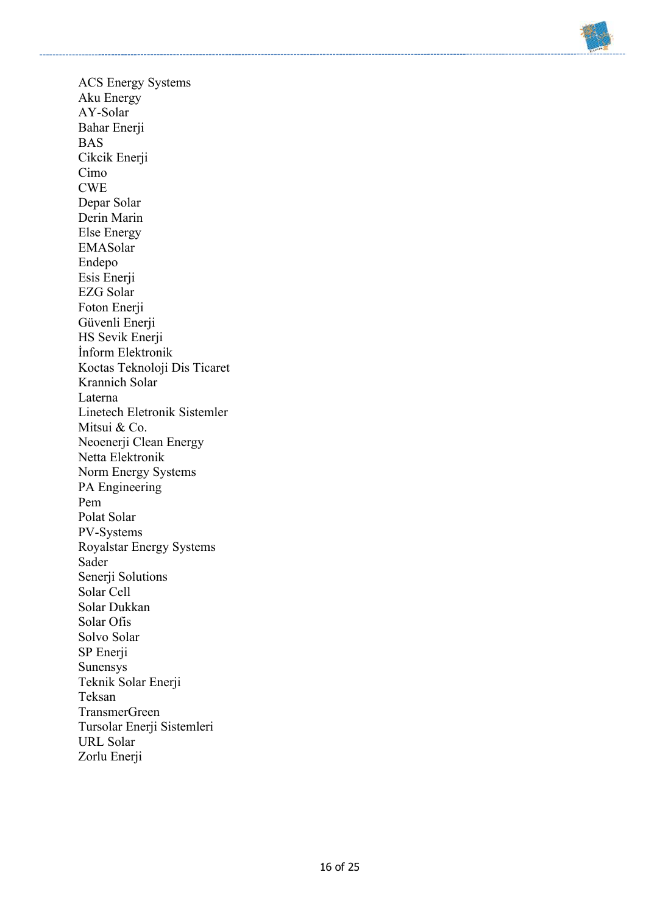ACS Energy Systems
Aku Energy
AY-Solar
Bahar Enerji
BAS
Cikcik Enerji
Cimo
CWE
Depar Solar
Derin Marin
Else Energy
EMASolar
Endepo
Esis Enerji
EZG Solar
Foton Enerji
Güvenli Enerji
HS Sevik Enerji
İnform Elektronik
Koctas Teknoloji Dis Ticaret
Krannich Solar
Laterna
Linetech Eletronik Sistemler
Mitsui & Co.
Neoenerji Clean Energy
Netta Elektronik
Norm Energy Systems
PA Engineering
Pem
Polat Solar
PV-Systems
Royalstar Energy Systems
Sader
Senerji Solutions
Solar Cell
Solar Dukkan
Solar Ofis
Solvo Solar
SP Enerji
Sunensys
Teknik Solar Enerji
Teksan
TransmerGreen
Tursolar Enerji Sistemleri
URL Solar
Zorlu Enerji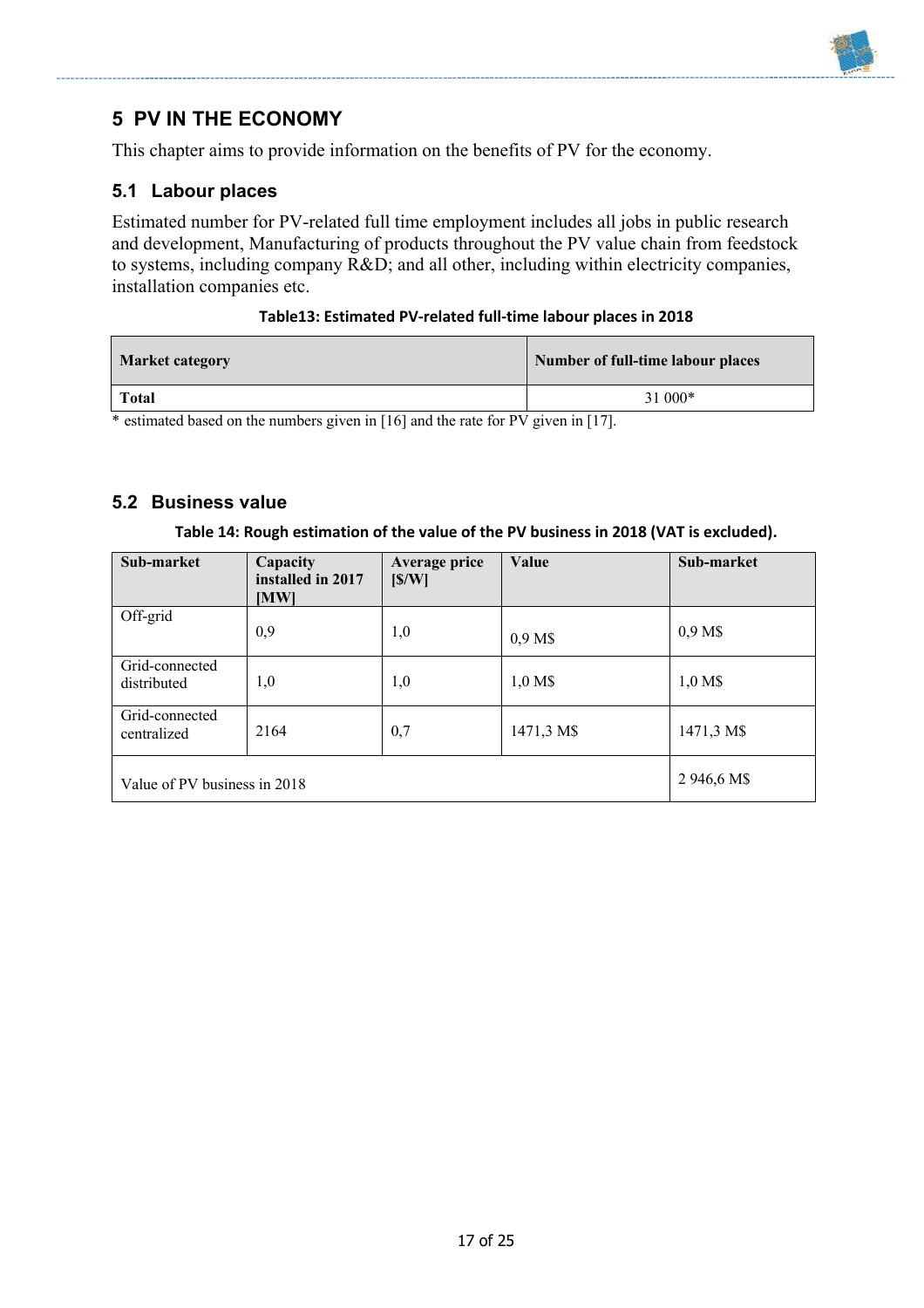# 5 PV IN THE ECONOMY

This chapter aims to provide information on the benefits of PV for the economy.

## 5.1 Labour places

Estimated number for PV-related full time employment includes all jobs in public research and development, Manufacturing of products throughout the PV value chain from feedstock to systems, including company R&D; and all other, including within electricity companies, installation companies etc.

**Table13: Estimated PV-related full-time labour places in 2018**

| **Market category** | **Number of full-time labour places** |
|---|---|
| **Total** | 31 000* |

* estimated based on the numbers given in [16] and the rate for PV given in [17].

## 5.2 Business value

**Table 14: Rough estimation of the value of the PV business in 2018 (VAT is excluded).**

| **Sub-market** | **Capacity installed in 2017 [MW]** | **Average price [$/W]** | **Value** | **Sub-market** |
|---|---|---|---|---|
| Off-grid | 0,9 | 1,0 | 0,9 M$ | 0,9 M$ |
| Grid-connected distributed | 1,0 | 1,0 | 1,0 M$ | 1,0 M$ |
| Grid-connected centralized | 2164 | 0,7 | 1471,3 M$ | 1471,3 M$ |
| Value of PV business in 2018 | | | | 2 946,6 M$ |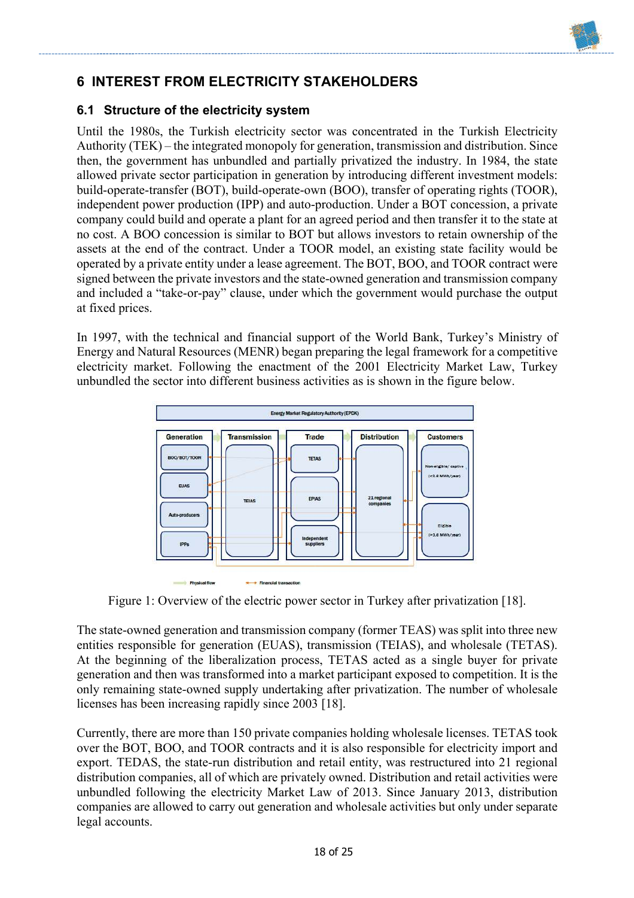# 6 INTEREST FROM ELECTRICITY STAKEHOLDERS

## 6.1 Structure of the electricity system

Until the 1980s, the Turkish electricity sector was concentrated in the Turkish Electricity Authority (TEK) – the integrated monopoly for generation, transmission and distribution. Since then, the government has unbundled and partially privatized the industry. In 1984, the state allowed private sector participation in generation by introducing different investment models: build-operate-transfer (BOT), build-operate-own (BOO), transfer of operating rights (TOOR), independent power production (IPP) and auto-production. Under a BOT concession, a private company could build and operate a plant for an agreed period and then transfer it to the state at no cost. A BOO concession is similar to BOT but allows investors to retain ownership of the assets at the end of the contract. Under a TOOR model, an existing state facility would be operated by a private entity under a lease agreement. The BOT, BOO, and TOOR contract were signed between the private investors and the state-owned generation and transmission company and included a "take-or-pay" clause, under which the government would purchase the output at fixed prices.

In 1997, with the technical and financial support of the World Bank, Turkey's Ministry of Energy and Natural Resources (MENR) began preparing the legal framework for a competitive electricity market. Following the enactment of the 2001 Electricity Market Law, Turkey unbundled the sector into different business activities as is shown in the figure below.

Figure 1: Overview of the electric power sector in Turkey after privatization [18].

The state-owned generation and transmission company (former TEAS) was split into three new entities responsible for generation (EUAS), transmission (TEIAS), and wholesale (TETAS). At the beginning of the liberalization process, TETAS acted as a single buyer for private generation and then was transformed into a market participant exposed to competition. It is the only remaining state-owned supply undertaking after privatization. The number of wholesale licenses has been increasing rapidly since 2003 [18].

Currently, there are more than 150 private companies holding wholesale licenses. TETAS took over the BOT, BOO, and TOOR contracts and it is also responsible for electricity import and export. TEDAS, the state-run distribution and retail entity, was restructured into 21 regional distribution companies, all of which are privately owned. Distribution and retail activities were unbundled following the electricity Market Law of 2013. Since January 2013, distribution companies are allowed to carry out generation and wholesale activities but only under separate legal accounts.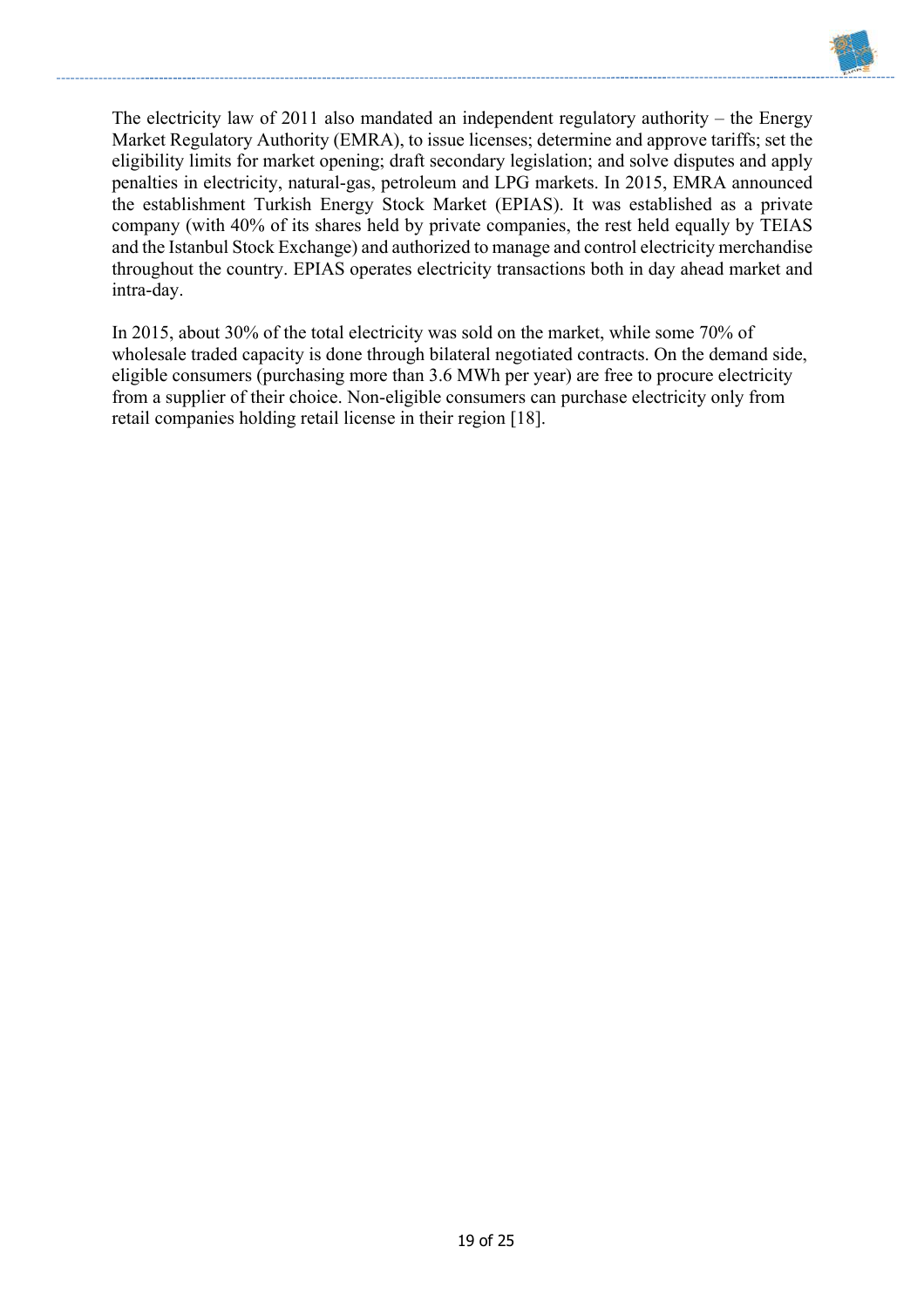The electricity law of 2011 also mandated an independent regulatory authority – the Energy Market Regulatory Authority (EMRA), to issue licenses; determine and approve tariffs; set the eligibility limits for market opening; draft secondary legislation; and solve disputes and apply penalties in electricity, natural-gas, petroleum and LPG markets. In 2015, EMRA announced the establishment Turkish Energy Stock Market (EPIAS). It was established as a private company (with 40% of its shares held by private companies, the rest held equally by TEIAS and the Istanbul Stock Exchange) and authorized to manage and control electricity merchandise throughout the country. EPIAS operates electricity transactions both in day ahead market and intra-day.

In 2015, about 30% of the total electricity was sold on the market, while some 70% of wholesale traded capacity is done through bilateral negotiated contracts. On the demand side, eligible consumers (purchasing more than 3.6 MWh per year) are free to procure electricity from a supplier of their choice. Non-eligible consumers can purchase electricity only from retail companies holding retail license in their region [18].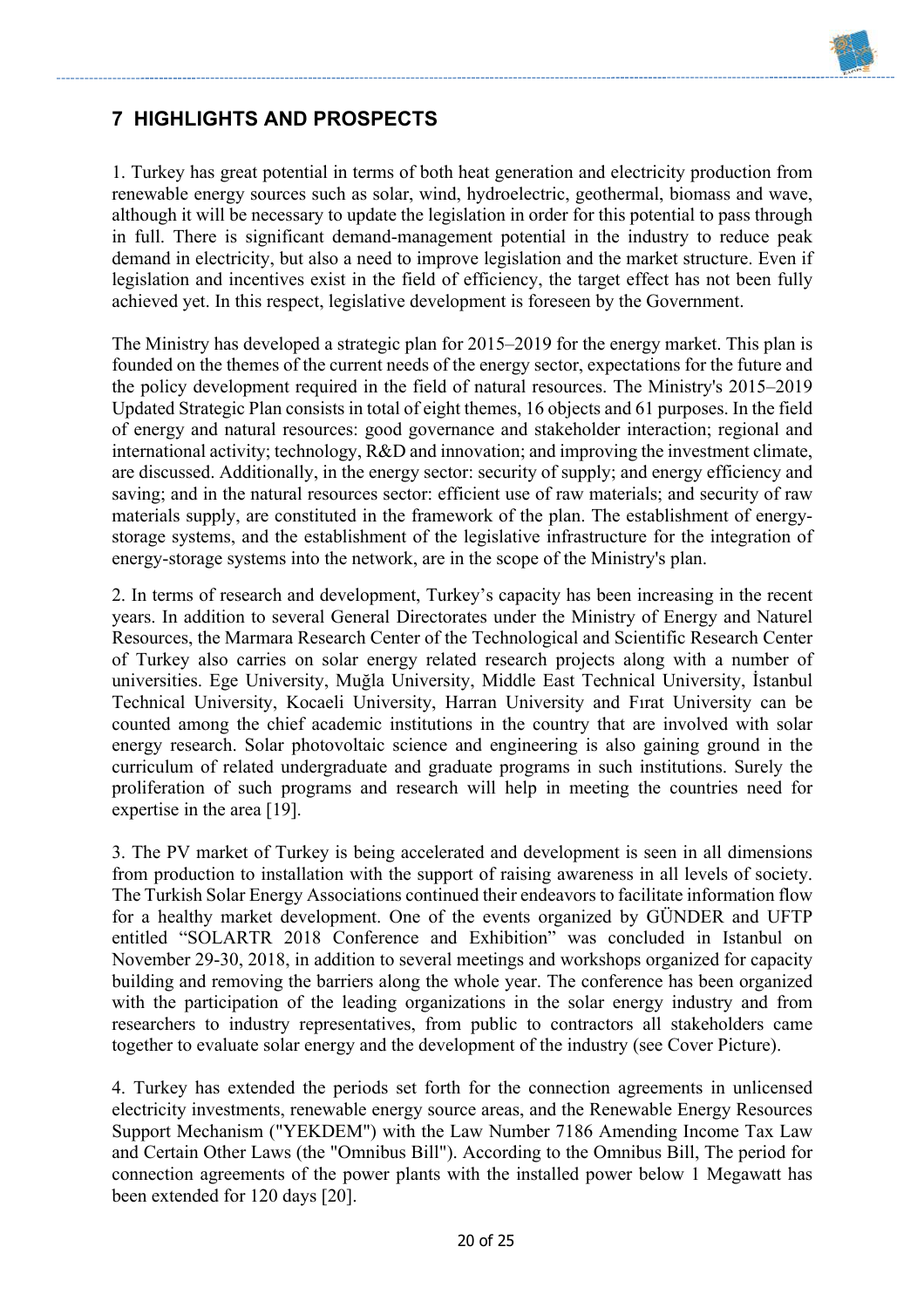# 7 HIGHLIGHTS AND PROSPECTS

1. Turkey has great potential in terms of both heat generation and electricity production from renewable energy sources such as solar, wind, hydroelectric, geothermal, biomass and wave, although it will be necessary to update the legislation in order for this potential to pass through in full. There is significant demand-management potential in the industry to reduce peak demand in electricity, but also a need to improve legislation and the market structure. Even if legislation and incentives exist in the field of efficiency, the target effect has not been fully achieved yet. In this respect, legislative development is foreseen by the Government.

The Ministry has developed a strategic plan for 2015–2019 for the energy market. This plan is founded on the themes of the current needs of the energy sector, expectations for the future and the policy development required in the field of natural resources. The Ministry's 2015–2019 Updated Strategic Plan consists in total of eight themes, 16 objects and 61 purposes. In the field of energy and natural resources: good governance and stakeholder interaction; regional and international activity; technology, R&D and innovation; and improving the investment climate, are discussed. Additionally, in the energy sector: security of supply; and energy efficiency and saving; and in the natural resources sector: efficient use of raw materials; and security of raw materials supply, are constituted in the framework of the plan. The establishment of energy-storage systems, and the establishment of the legislative infrastructure for the integration of energy-storage systems into the network, are in the scope of the Ministry's plan.

2. In terms of research and development, Turkey's capacity has been increasing in the recent years. In addition to several General Directorates under the Ministry of Energy and Naturel Resources, the Marmara Research Center of the Technological and Scientific Research Center of Turkey also carries on solar energy related research projects along with a number of universities. Ege University, Muğla University, Middle East Technical University, İstanbul Technical University, Kocaeli University, Harran University and Fırat University can be counted among the chief academic institutions in the country that are involved with solar energy research. Solar photovoltaic science and engineering is also gaining ground in the curriculum of related undergraduate and graduate programs in such institutions. Surely the proliferation of such programs and research will help in meeting the countries need for expertise in the area [19].

3. The PV market of Turkey is being accelerated and development is seen in all dimensions from production to installation with the support of raising awareness in all levels of society. The Turkish Solar Energy Associations continued their endeavors to facilitate information flow for a healthy market development. One of the events organized by GÜNDER and UFTP entitled "SOLARTR 2018 Conference and Exhibition" was concluded in Istanbul on November 29-30, 2018, in addition to several meetings and workshops organized for capacity building and removing the barriers along the whole year. The conference has been organized with the participation of the leading organizations in the solar energy industry and from researchers to industry representatives, from public to contractors all stakeholders came together to evaluate solar energy and the development of the industry (see Cover Picture).

4. Turkey has extended the periods set forth for the connection agreements in unlicensed electricity investments, renewable energy source areas, and the Renewable Energy Resources Support Mechanism ("YEKDEM") with the Law Number 7186 Amending Income Tax Law and Certain Other Laws (the "Omnibus Bill"). According to the Omnibus Bill, The period for connection agreements of the power plants with the installed power below 1 Megawatt has been extended for 120 days [20].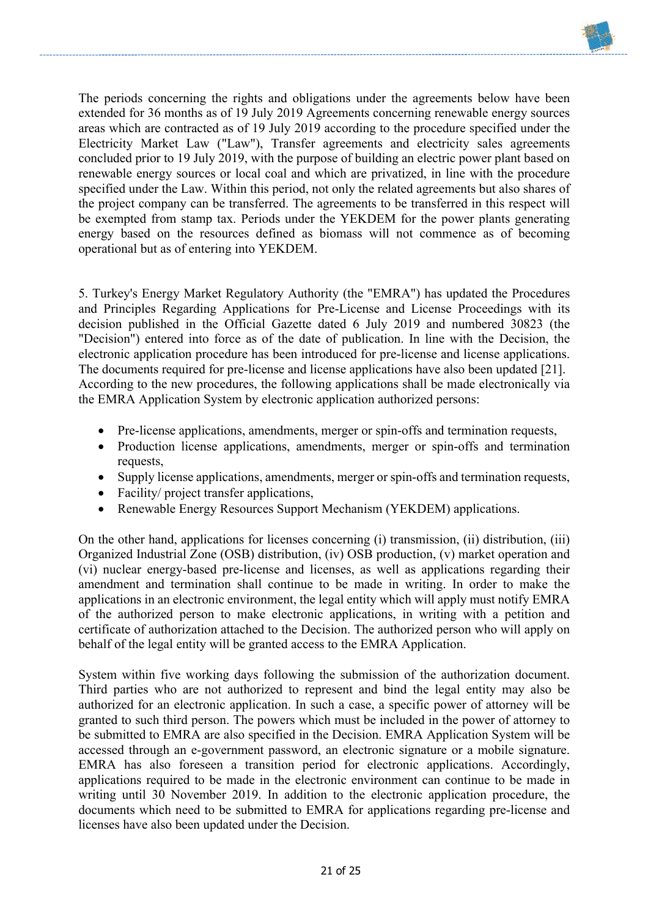The periods concerning the rights and obligations under the agreements below have been extended for 36 months as of 19 July 2019 Agreements concerning renewable energy sources areas which are contracted as of 19 July 2019 according to the procedure specified under the Electricity Market Law ("Law"), Transfer agreements and electricity sales agreements concluded prior to 19 July 2019, with the purpose of building an electric power plant based on renewable energy sources or local coal and which are privatized, in line with the procedure specified under the Law. Within this period, not only the related agreements but also shares of the project company can be transferred. The agreements to be transferred in this respect will be exempted from stamp tax. Periods under the YEKDEM for the power plants generating energy based on the resources defined as biomass will not commence as of becoming operational but as of entering into YEKDEM.

5. Turkey's Energy Market Regulatory Authority (the "EMRA") has updated the Procedures and Principles Regarding Applications for Pre-License and License Proceedings with its decision published in the Official Gazette dated 6 July 2019 and numbered 30823 (the "Decision") entered into force as of the date of publication. In line with the Decision, the electronic application procedure has been introduced for pre-license and license applications. The documents required for pre-license and license applications have also been updated [21]. According to the new procedures, the following applications shall be made electronically via the EMRA Application System by electronic application authorized persons:

- Pre-license applications, amendments, merger or spin-offs and termination requests,
- Production license applications, amendments, merger or spin-offs and termination requests,
- Supply license applications, amendments, merger or spin-offs and termination requests,
- Facility/ project transfer applications,
- Renewable Energy Resources Support Mechanism (YEKDEM) applications.

On the other hand, applications for licenses concerning (i) transmission, (ii) distribution, (iii) Organized Industrial Zone (OSB) distribution, (iv) OSB production, (v) market operation and (vi) nuclear energy-based pre-license and licenses, as well as applications regarding their amendment and termination shall continue to be made in writing. In order to make the applications in an electronic environment, the legal entity which will apply must notify EMRA of the authorized person to make electronic applications, in writing with a petition and certificate of authorization attached to the Decision. The authorized person who will apply on behalf of the legal entity will be granted access to the EMRA Application.

System within five working days following the submission of the authorization document. Third parties who are not authorized to represent and bind the legal entity may also be authorized for an electronic application. In such a case, a specific power of attorney will be granted to such third person. The powers which must be included in the power of attorney to be submitted to EMRA are also specified in the Decision. EMRA Application System will be accessed through an e-government password, an electronic signature or a mobile signature. EMRA has also foreseen a transition period for electronic applications. Accordingly, applications required to be made in the electronic environment can continue to be made in writing until 30 November 2019. In addition to the electronic application procedure, the documents which need to be submitted to EMRA for applications regarding pre-license and licenses have also been updated under the Decision.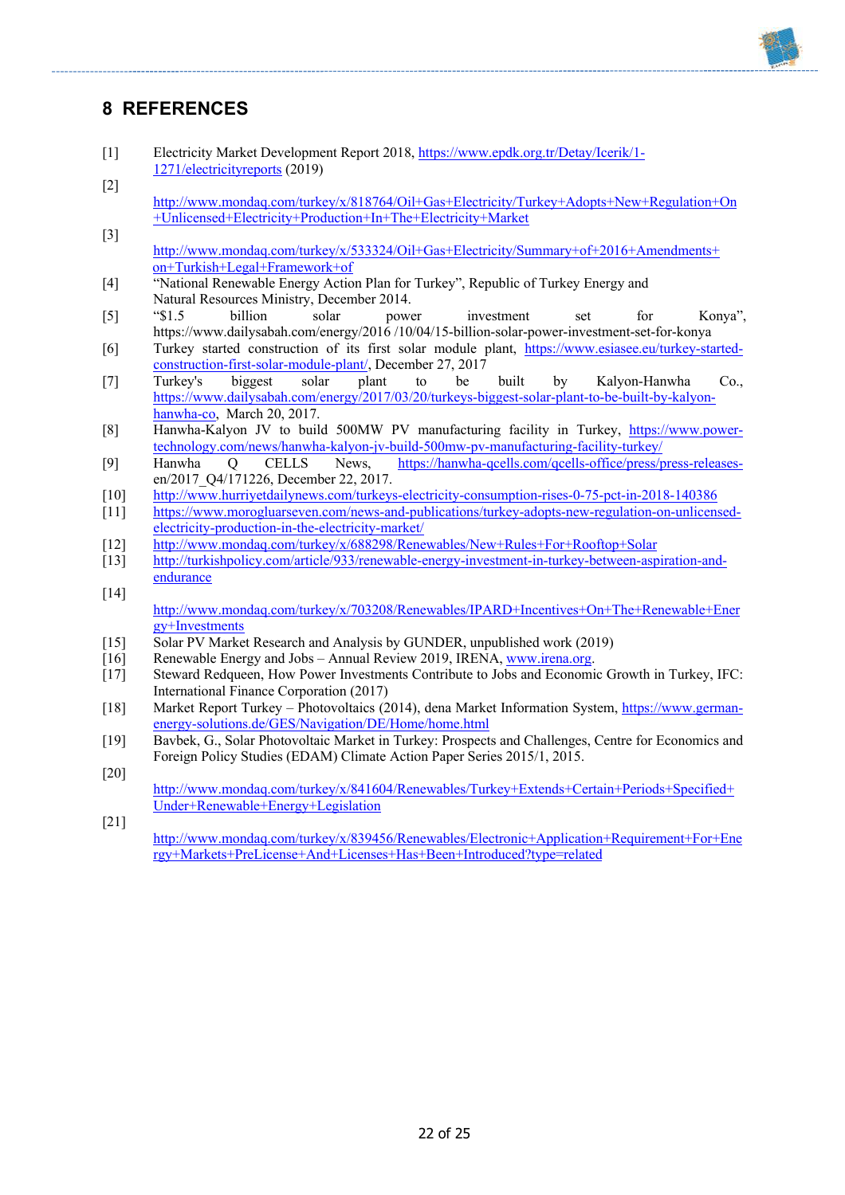# 8 REFERENCES

[1] Electricity Market Development Report 2018, https://www.epdk.org.tr/Detay/Icerik/1-1271/electricityreports (2019)

[2] http://www.mondaq.com/turkey/x/818764/Oil+Gas+Electricity/Turkey+Adopts+New+Regulation+On+Unlicensed+Electricity+Production+In+The+Electricity+Market

[3] http://www.mondaq.com/turkey/x/533324/Oil+Gas+Electricity/Summary+of+2016+Amendments+on+Turkish+Legal+Framework+of

[4] "National Renewable Energy Action Plan for Turkey", Republic of Turkey Energy and Natural Resources Ministry, December 2014.

[5] "$1.5 billion solar power investment set for Konya", https://www.dailysabah.com/energy/2016 /10/04/15-billion-solar-power-investment-set-for-konya

[6] Turkey started construction of its first solar module plant, https://www.esiasee.eu/turkey-started-construction-first-solar-module-plant/, December 27, 2017

[7] Turkey's biggest solar plant to be built by Kalyon-Hanwha Co., https://www.dailysabah.com/energy/2017/03/20/turkeys-biggest-solar-plant-to-be-built-by-kalyon-hanwha-co, March 20, 2017.

[8] Hanwha-Kalyon JV to build 500MW PV manufacturing facility in Turkey, https://www.power-technology.com/news/hanwha-kalyon-jv-build-500mw-pv-manufacturing-facility-turkey/

[9] Hanwha Q CELLS News, https://hanwha-qcells.com/qcells-office/press/press-releases-en/2017_Q4/171226, December 22, 2017.

[10] http://www.hurriyetdailynews.com/turkeys-electricity-consumption-rises-0-75-pct-in-2018-140386

[11] https://www.morogluarseven.com/news-and-publications/turkey-adopts-new-regulation-on-unlicensed-electricity-production-in-the-electricity-market/

[12] http://www.mondaq.com/turkey/x/688298/Renewables/New+Rules+For+Rooftop+Solar

[13] http://turkishpolicy.com/article/933/renewable-energy-investment-in-turkey-between-aspiration-and-endurance

[14] http://www.mondaq.com/turkey/x/703208/Renewables/IPARD+Incentives+On+The+Renewable+Energy+Investments

[15] Solar PV Market Research and Analysis by GUNDER, unpublished work (2019)

[16] Renewable Energy and Jobs – Annual Review 2019, IRENA, www.irena.org.

[17] Steward Redqueen, How Power Investments Contribute to Jobs and Economic Growth in Turkey, IFC: International Finance Corporation (2017)

[18] Market Report Turkey – Photovoltaics (2014), dena Market Information System, https://www.german-energy-solutions.de/GES/Navigation/DE/Home/home.html

[19] Bavbek, G., Solar Photovoltaic Market in Turkey: Prospects and Challenges, Centre for Economics and Foreign Policy Studies (EDAM) Climate Action Paper Series 2015/1, 2015.

[20] http://www.mondaq.com/turkey/x/841604/Renewables/Turkey+Extends+Certain+Periods+Specified+Under+Renewable+Energy+Legislation

[21] http://www.mondaq.com/turkey/x/839456/Renewables/Electronic+Application+Requirement+For+Energy+Markets+PreLicense+And+Licenses+Has+Been+Introduced?type=related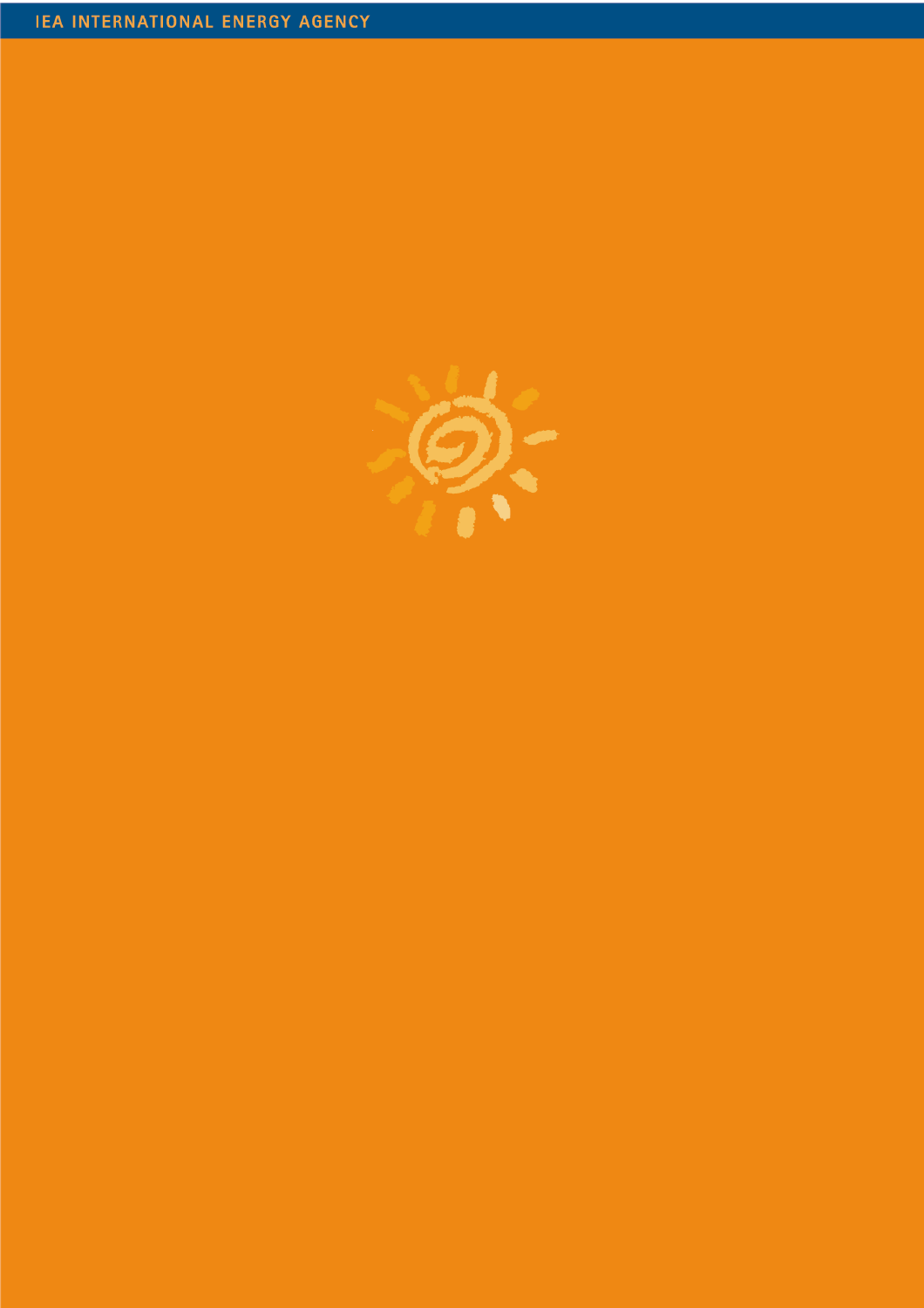IEA INTERNATIONAL ENERGY AGENCY